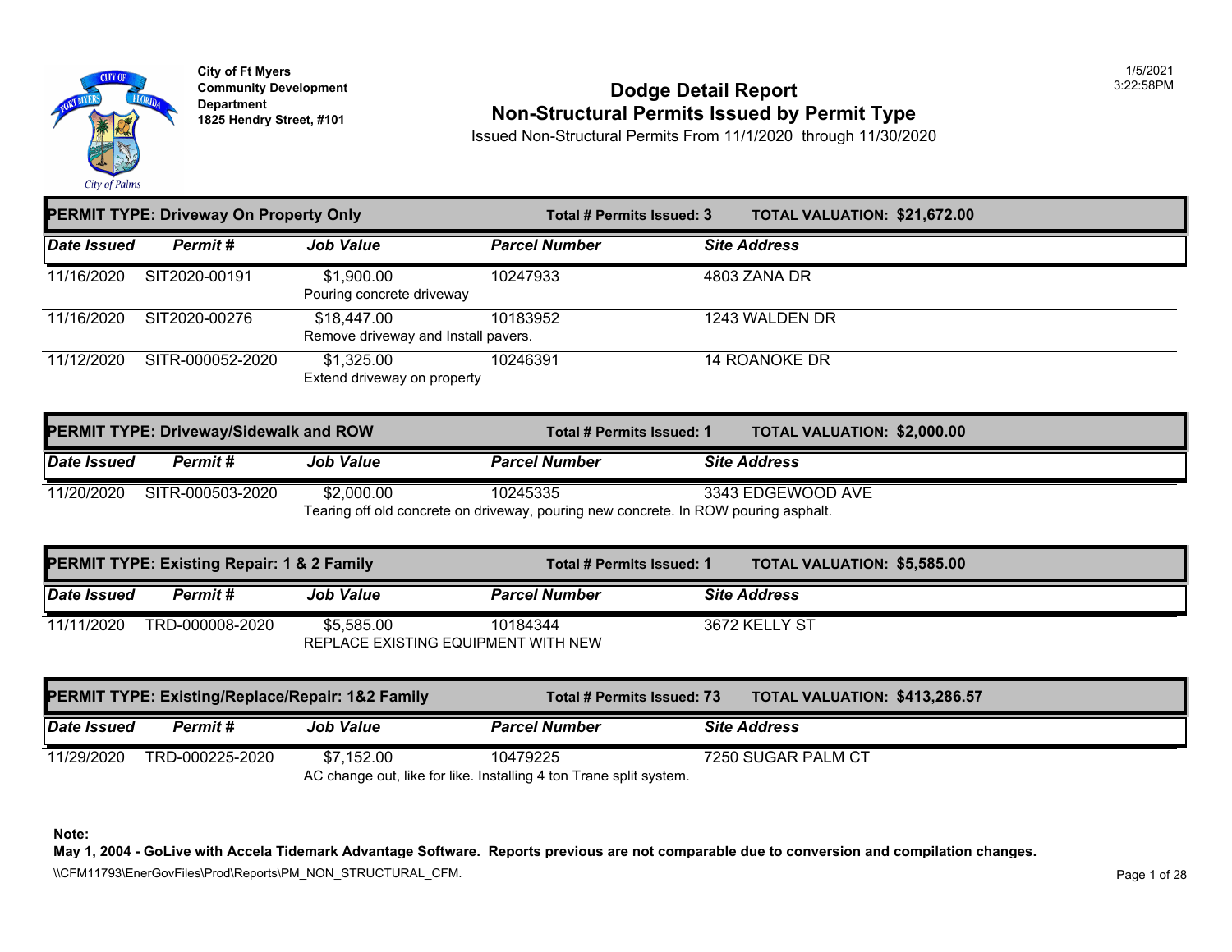City of Ft Myers
Community Development Department
1825 Hendry Street, #101

# Dodge Detail Report
## Non-Structural Permits Issued by Permit Type

Issued Non-Structural Permits From 11/1/2020 through 11/30/2020

1/5/2021
3:22:58PM

### PERMIT TYPE: Driveway On Property Only — Total # Permits Issued: 3 — TOTAL VALUATION: $21,672.00

| Date Issued | Permit # | Job Value | Parcel Number | Site Address |
|---|---|---|---|---|
| 11/16/2020 | SIT2020-00191 | $1,900.00<br>Pouring concrete driveway | 10247933 | 4803 ZANA DR |
| 11/16/2020 | SIT2020-00276 | $18,447.00<br>Remove driveway and Install pavers. | 10183952 | 1243 WALDEN DR |
| 11/12/2020 | SITR-000052-2020 | $1,325.00<br>Extend driveway on property | 10246391 | 14 ROANOKE DR |

### PERMIT TYPE: Driveway/Sidewalk and ROW — Total # Permits Issued: 1 — TOTAL VALUATION: $2,000.00

| Date Issued | Permit # | Job Value | Parcel Number | Site Address |
|---|---|---|---|---|
| 11/20/2020 | SITR-000503-2020 | $2,000.00<br>Tearing off old concrete on driveway, pouring new concrete. In ROW pouring asphalt. | 10245335 | 3343 EDGEWOOD AVE |

### PERMIT TYPE: Existing Repair: 1 & 2 Family — Total # Permits Issued: 1 — TOTAL VALUATION: $5,585.00

| Date Issued | Permit # | Job Value | Parcel Number | Site Address |
|---|---|---|---|---|
| 11/11/2020 | TRD-000008-2020 | $5,585.00<br>REPLACE EXISTING EQUIPMENT WITH NEW | 10184344 | 3672 KELLY ST |

### PERMIT TYPE: Existing/Replace/Repair: 1&2 Family — Total # Permits Issued: 73 — TOTAL VALUATION: $413,286.57

| Date Issued | Permit # | Job Value | Parcel Number | Site Address |
|---|---|---|---|---|
| 11/29/2020 | TRD-000225-2020 | $7,152.00<br>AC change out, like for like. Installing 4 ton Trane split system. | 10479225 | 7250 SUGAR PALM CT |

**Note:**
**May 1, 2004 - GoLive with Accela Tidemark Advantage Software. Reports previous are not comparable due to conversion and compilation changes.**

\\CFM11793\EnerGovFiles\Prod\Reports\PM_NON_STRUCTURAL_CFM.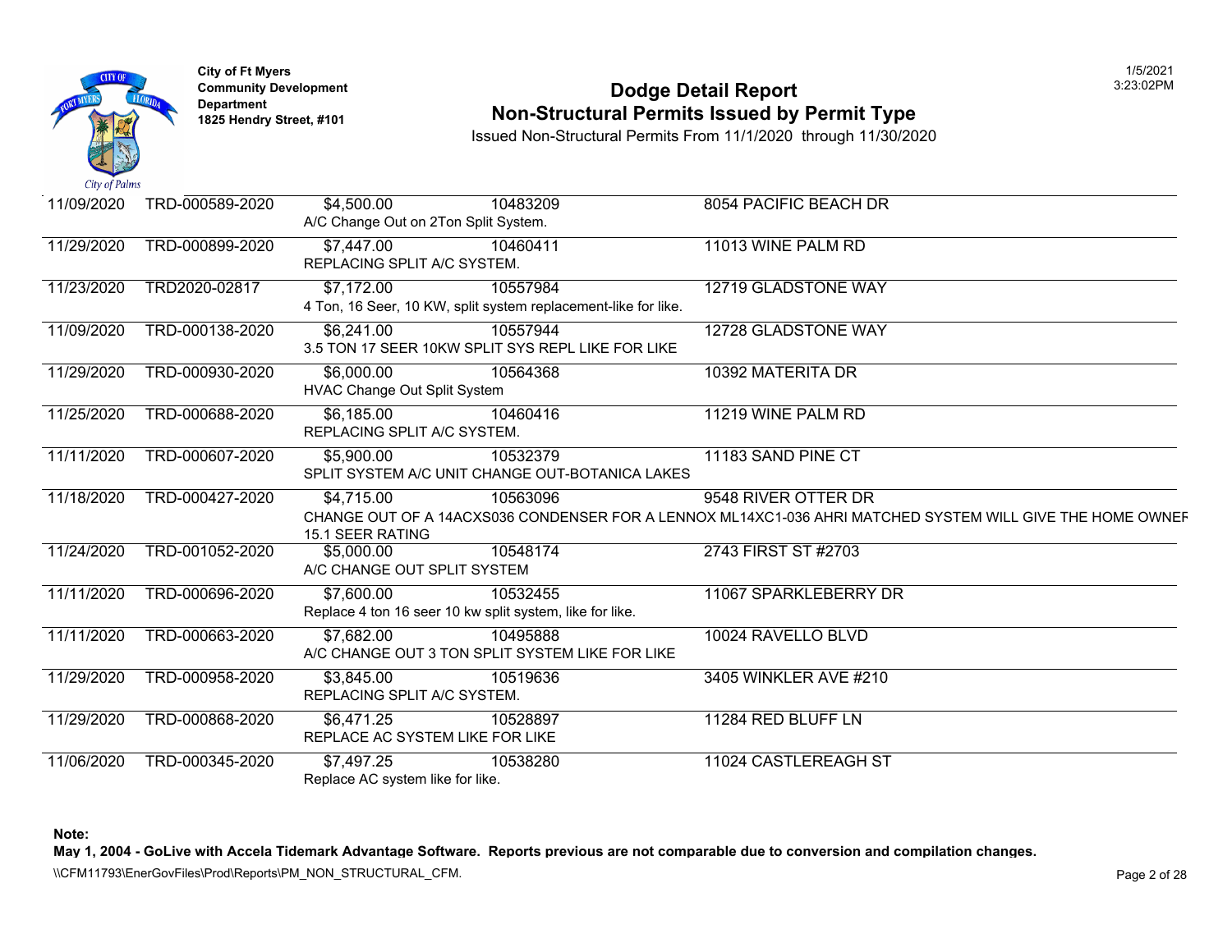City of Ft Myers
Community Development Department
1825 Hendry Street, #101

# Dodge Detail Report
## Non-Structural Permits Issued by Permit Type

Issued Non-Structural Permits From 11/1/2020 through 11/30/2020

| Date | Permit | Valuation | Parcel | Address |
|---|---|---|---|---|
| 11/09/2020 | TRD-000589-2020 | $4,500.00 | 10483209 | 8054 PACIFIC BEACH DR |
| | | A/C Change Out on 2Ton Split System. | | |
| 11/29/2020 | TRD-000899-2020 | $7,447.00 | 10460411 | 11013 WINE PALM RD |
| | | REPLACING SPLIT A/C SYSTEM. | | |
| 11/23/2020 | TRD2020-02817 | $7,172.00 | 10557984 | 12719 GLADSTONE WAY |
| | | 4 Ton, 16 Seer, 10 KW, split system replacement-like for like. | | |
| 11/09/2020 | TRD-000138-2020 | $6,241.00 | 10557944 | 12728 GLADSTONE WAY |
| | | 3.5 TON 17 SEER 10KW SPLIT SYS REPL LIKE FOR LIKE | | |
| 11/29/2020 | TRD-000930-2020 | $6,000.00 | 10564368 | 10392 MATERITA DR |
| | | HVAC Change Out Split System | | |
| 11/25/2020 | TRD-000688-2020 | $6,185.00 | 10460416 | 11219 WINE PALM RD |
| | | REPLACING SPLIT A/C SYSTEM. | | |
| 11/11/2020 | TRD-000607-2020 | $5,900.00 | 10532379 | 11183 SAND PINE CT |
| | | SPLIT SYSTEM A/C UNIT CHANGE OUT-BOTANICA LAKES | | |
| 11/18/2020 | TRD-000427-2020 | $4,715.00 | 10563096 | 9548 RIVER OTTER DR |
| | | CHANGE OUT OF A 14ACXS036 CONDENSER FOR A LENNOX ML14XC1-036 AHRI MATCHED SYSTEM WILL GIVE THE HOME OWNEF 15.1 SEER RATING | | |
| 11/24/2020 | TRD-001052-2020 | $5,000.00 | 10548174 | 2743 FIRST ST #2703 |
| | | A/C CHANGE OUT SPLIT SYSTEM | | |
| 11/11/2020 | TRD-000696-2020 | $7,600.00 | 10532455 | 11067 SPARKLEBERRY DR |
| | | Replace 4 ton 16 seer 10 kw split system, like for like. | | |
| 11/11/2020 | TRD-000663-2020 | $7,682.00 | 10495888 | 10024 RAVELLO BLVD |
| | | A/C CHANGE OUT 3 TON SPLIT SYSTEM LIKE FOR LIKE | | |
| 11/29/2020 | TRD-000958-2020 | $3,845.00 | 10519636 | 3405 WINKLER AVE #210 |
| | | REPLACING SPLIT A/C SYSTEM. | | |
| 11/29/2020 | TRD-000868-2020 | $6,471.25 | 10528897 | 11284 RED BLUFF LN |
| | | REPLACE AC SYSTEM LIKE FOR LIKE | | |
| 11/06/2020 | TRD-000345-2020 | $7,497.25 | 10538280 | 11024 CASTLEREAGH ST |
| | | Replace AC system like for like. | | |

**Note:**
**May 1, 2004 - GoLive with Accela Tidemark Advantage Software. Reports previous are not comparable due to conversion and compilation changes.**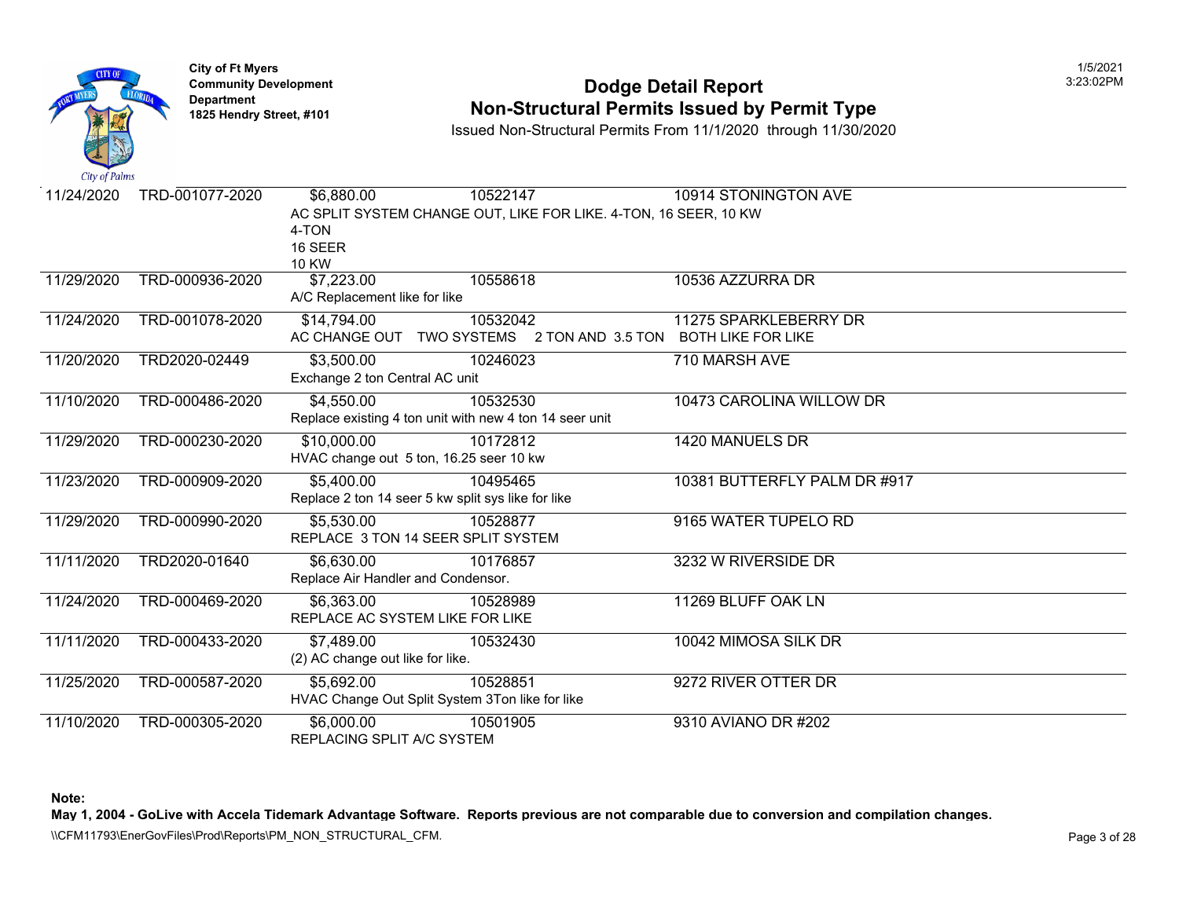City of Ft Myers
Community Development Department
1825 Hendry Street, #101

# Dodge Detail Report
## Non-Structural Permits Issued by Permit Type

Issued Non-Structural Permits From 11/1/2020 through 11/30/2020

| Date | Permit # | Valuation | Parcel | Address |
|---|---|---|---|---|
| 11/24/2020 | TRD-001077-2020 | $6,880.00 | 10522147 | 10914 STONINGTON AVE |
| | | AC SPLIT SYSTEM CHANGE OUT, LIKE FOR LIKE. 4-TON, 16 SEER, 10 KW<br>4-TON<br>16 SEER<br>10 KW | | |
| 11/29/2020 | TRD-000936-2020 | $7,223.00 | 10558618 | 10536 AZZURRA DR |
| | | A/C Replacement like for like | | |
| 11/24/2020 | TRD-001078-2020 | $14,794.00 | 10532042 | 11275 SPARKLEBERRY DR |
| | | AC CHANGE OUT TWO SYSTEMS 2 TON AND 3.5 TON BOTH LIKE FOR LIKE | | |
| 11/20/2020 | TRD2020-02449 | $3,500.00 | 10246023 | 710 MARSH AVE |
| | | Exchange 2 ton Central AC unit | | |
| 11/10/2020 | TRD-000486-2020 | $4,550.00 | 10532530 | 10473 CAROLINA WILLOW DR |
| | | Replace existing 4 ton unit with new 4 ton 14 seer unit | | |
| 11/29/2020 | TRD-000230-2020 | $10,000.00 | 10172812 | 1420 MANUELS DR |
| | | HVAC change out 5 ton, 16.25 seer 10 kw | | |
| 11/23/2020 | TRD-000909-2020 | $5,400.00 | 10495465 | 10381 BUTTERFLY PALM DR #917 |
| | | Replace 2 ton 14 seer 5 kw split sys like for like | | |
| 11/29/2020 | TRD-000990-2020 | $5,530.00 | 10528877 | 9165 WATER TUPELO RD |
| | | REPLACE 3 TON 14 SEER SPLIT SYSTEM | | |
| 11/11/2020 | TRD2020-01640 | $6,630.00 | 10176857 | 3232 W RIVERSIDE DR |
| | | Replace Air Handler and Condensor. | | |
| 11/24/2020 | TRD-000469-2020 | $6,363.00 | 10528989 | 11269 BLUFF OAK LN |
| | | REPLACE AC SYSTEM LIKE FOR LIKE | | |
| 11/11/2020 | TRD-000433-2020 | $7,489.00 | 10532430 | 10042 MIMOSA SILK DR |
| | | (2) AC change out like for like. | | |
| 11/25/2020 | TRD-000587-2020 | $5,692.00 | 10528851 | 9272 RIVER OTTER DR |
| | | HVAC Change Out Split System 3Ton like for like | | |
| 11/10/2020 | TRD-000305-2020 | $6,000.00 | 10501905 | 9310 AVIANO DR #202 |
| | | REPLACING SPLIT A/C SYSTEM | | |

**Note:**
**May 1, 2004 - GoLive with Accela Tidemark Advantage Software. Reports previous are not comparable due to conversion and compilation changes.**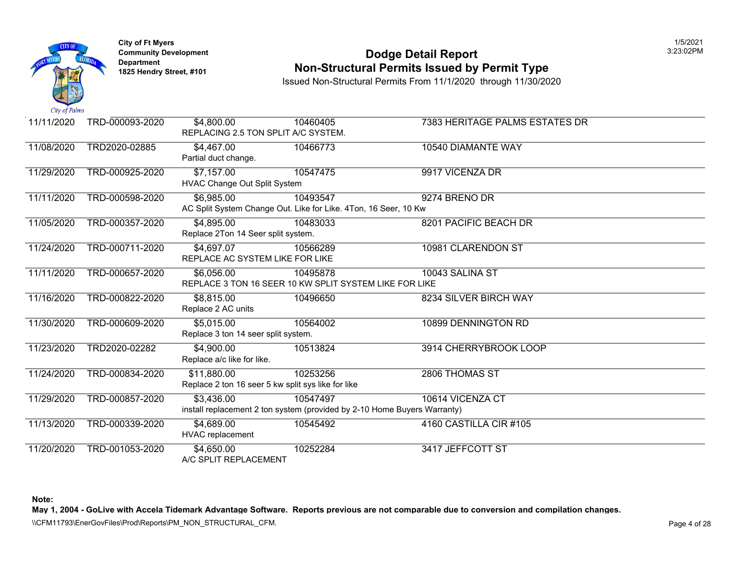City of Ft Myers
Community Development Department
1825 Hendry Street, #101

# Dodge Detail Report
## Non-Structural Permits Issued by Permit Type

Issued Non-Structural Permits From 11/1/2020 through 11/30/2020

| Date | Permit No. | Value | Parcel | Address |
|---|---|---|---|---|
| 11/11/2020 | TRD-000093-2020 | $4,800.00 | 10460405 | 7383 HERITAGE PALMS ESTATES DR |
| | | REPLACING 2.5 TON SPLIT A/C SYSTEM. | | |
| 11/08/2020 | TRD2020-02885 | $4,467.00 | 10466773 | 10540 DIAMANTE WAY |
| | | Partial duct change. | | |
| 11/29/2020 | TRD-000925-2020 | $7,157.00 | 10547475 | 9917 VICENZA DR |
| | | HVAC Change Out Split System | | |
| 11/11/2020 | TRD-000598-2020 | $6,985.00 | 10493547 | 9274 BRENO DR |
| | | AC Split System Change Out. Like for Like. 4Ton, 16 Seer, 10 Kw | | |
| 11/05/2020 | TRD-000357-2020 | $4,895.00 | 10483033 | 8201 PACIFIC BEACH DR |
| | | Replace 2Ton 14 Seer split system. | | |
| 11/24/2020 | TRD-000711-2020 | $4,697.07 | 10566289 | 10981 CLARENDON ST |
| | | REPLACE AC SYSTEM LIKE FOR LIKE | | |
| 11/11/2020 | TRD-000657-2020 | $6,056.00 | 10495878 | 10043 SALINA ST |
| | | REPLACE 3 TON 16 SEER 10 KW SPLIT SYSTEM LIKE FOR LIKE | | |
| 11/16/2020 | TRD-000822-2020 | $8,815.00 | 10496650 | 8234 SILVER BIRCH WAY |
| | | Replace 2 AC units | | |
| 11/30/2020 | TRD-000609-2020 | $5,015.00 | 10564002 | 10899 DENNINGTON RD |
| | | Replace 3 ton 14 seer split system. | | |
| 11/23/2020 | TRD2020-02282 | $4,900.00 | 10513824 | 3914 CHERRYBROOK LOOP |
| | | Replace a/c like for like. | | |
| 11/24/2020 | TRD-000834-2020 | $11,880.00 | 10253256 | 2806 THOMAS ST |
| | | Replace 2 ton 16 seer 5 kw split sys like for like | | |
| 11/29/2020 | TRD-000857-2020 | $3,436.00 | 10547497 | 10614 VICENZA CT |
| | | install replacement 2 ton system (provided by 2-10 Home Buyers Warranty) | | |
| 11/13/2020 | TRD-000339-2020 | $4,689.00 | 10545492 | 4160 CASTILLA CIR #105 |
| | | HVAC replacement | | |
| 11/20/2020 | TRD-001053-2020 | $4,650.00 | 10252284 | 3417 JEFFCOTT ST |
| | | A/C SPLIT REPLACEMENT | | |

**Note:**
**May 1, 2004 - GoLive with Accela Tidemark Advantage Software. Reports previous are not comparable due to conversion and compilation changes.**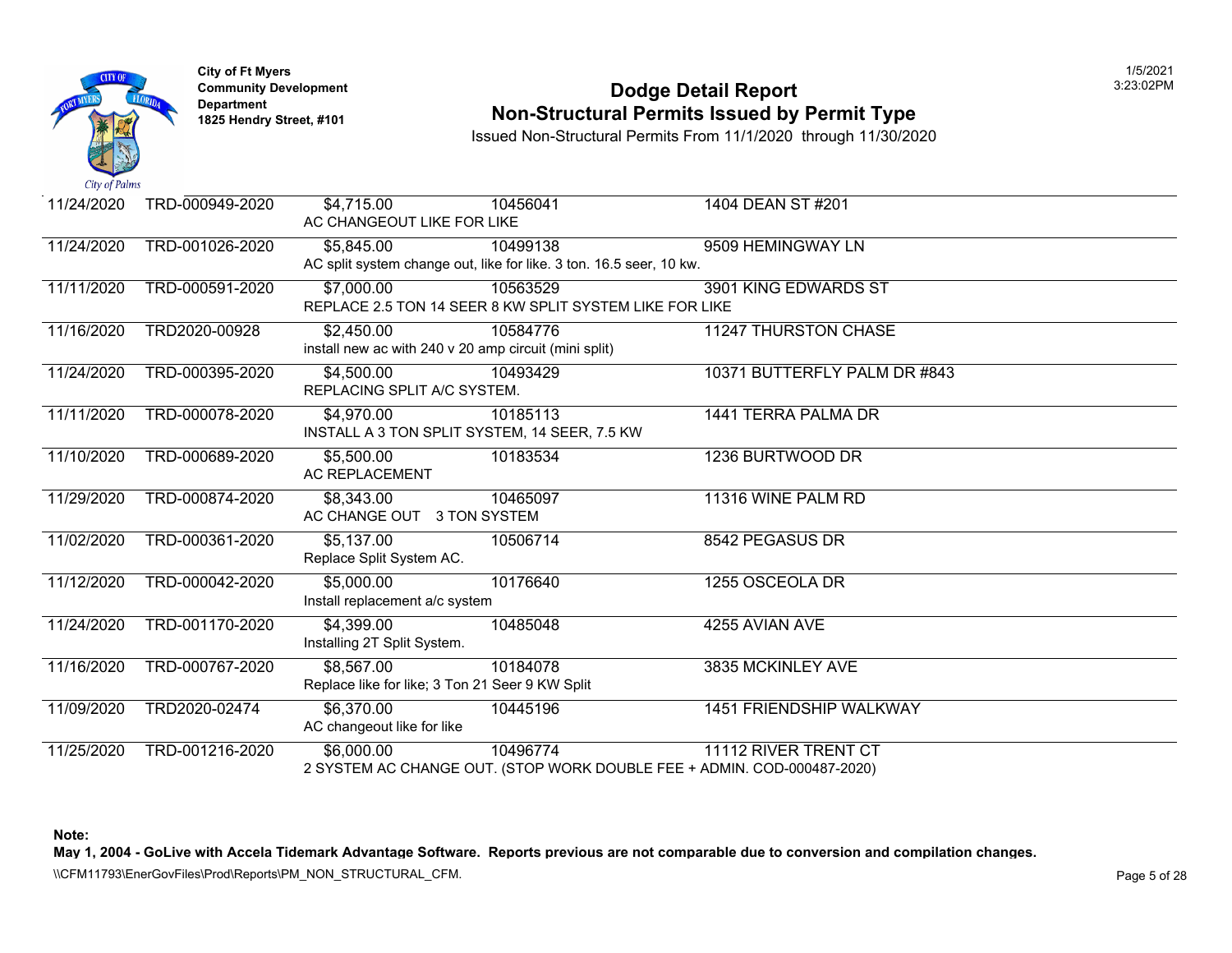City of Ft Myers
Community Development Department
1825 Hendry Street, #101

# Dodge Detail Report
## Non-Structural Permits Issued by Permit Type

Issued Non-Structural Permits From 11/1/2020 through 11/30/2020

| Date | Permit Number | Value | Parcel | Address |
|---|---|---|---|---|
| 11/24/2020 | TRD-000949-2020 | $4,715.00 | 10456041 | 1404 DEAN ST #201 |
| | | AC CHANGEOUT LIKE FOR LIKE | | |
| 11/24/2020 | TRD-001026-2020 | $5,845.00 | 10499138 | 9509 HEMINGWAY LN |
| | | AC split system change out, like for like. 3 ton. 16.5 seer, 10 kw. | | |
| 11/11/2020 | TRD-000591-2020 | $7,000.00 | 10563529 | 3901 KING EDWARDS ST |
| | | REPLACE 2.5 TON 14 SEER 8 KW SPLIT SYSTEM LIKE FOR LIKE | | |
| 11/16/2020 | TRD2020-00928 | $2,450.00 | 10584776 | 11247 THURSTON CHASE |
| | | install new ac with 240 v 20 amp circuit (mini split) | | |
| 11/24/2020 | TRD-000395-2020 | $4,500.00 | 10493429 | 10371 BUTTERFLY PALM DR #843 |
| | | REPLACING SPLIT A/C SYSTEM. | | |
| 11/11/2020 | TRD-000078-2020 | $4,970.00 | 10185113 | 1441 TERRA PALMA DR |
| | | INSTALL A 3 TON SPLIT SYSTEM, 14 SEER, 7.5 KW | | |
| 11/10/2020 | TRD-000689-2020 | $5,500.00 | 10183534 | 1236 BURTWOOD DR |
| | | AC REPLACEMENT | | |
| 11/29/2020 | TRD-000874-2020 | $8,343.00 | 10465097 | 11316 WINE PALM RD |
| | | AC CHANGE OUT 3 TON SYSTEM | | |
| 11/02/2020 | TRD-000361-2020 | $5,137.00 | 10506714 | 8542 PEGASUS DR |
| | | Replace Split System AC. | | |
| 11/12/2020 | TRD-000042-2020 | $5,000.00 | 10176640 | 1255 OSCEOLA DR |
| | | Install replacement a/c system | | |
| 11/24/2020 | TRD-001170-2020 | $4,399.00 | 10485048 | 4255 AVIAN AVE |
| | | Installing 2T Split System. | | |
| 11/16/2020 | TRD-000767-2020 | $8,567.00 | 10184078 | 3835 MCKINLEY AVE |
| | | Replace like for like; 3 Ton 21 Seer 9 KW Split | | |
| 11/09/2020 | TRD2020-02474 | $6,370.00 | 10445196 | 1451 FRIENDSHIP WALKWAY |
| | | AC changeout like for like | | |
| 11/25/2020 | TRD-001216-2020 | $6,000.00 | 10496774 | 11112 RIVER TRENT CT |
| | | 2 SYSTEM AC CHANGE OUT. (STOP WORK DOUBLE FEE + ADMIN. COD-000487-2020) | | |

**Note:**

**May 1, 2004 - GoLive with Accela Tidemark Advantage Software. Reports previous are not comparable due to conversion and compilation changes.**

\\CFM11793\EnerGovFiles\Prod\Reports\PM_NON_STRUCTURAL_CFM.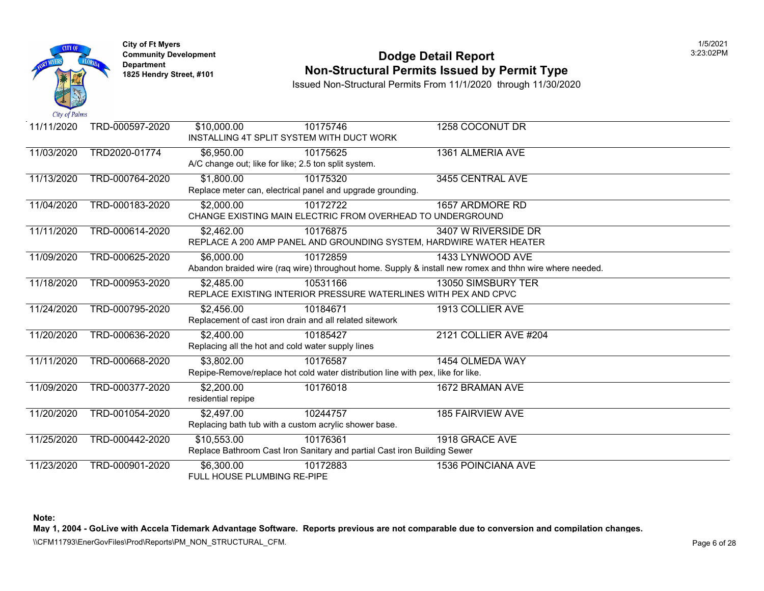City of Ft Myers
Community Development Department
1825 Hendry Street, #101

# Dodge Detail Report
## Non-Structural Permits Issued by Permit Type

Issued Non-Structural Permits From 11/1/2020 through 11/30/2020

| Date | Permit # | Valuation | Parcel | Address |
|---|---|---|---|---|
| 11/11/2020 | TRD-000597-2020 | $10,000.00 | 10175746 | 1258 COCONUT DR |
| | | INSTALLING 4T SPLIT SYSTEM WITH DUCT WORK | | |
| 11/03/2020 | TRD2020-01774 | $6,950.00 | 10175625 | 1361 ALMERIA AVE |
| | | A/C change out; like for like; 2.5 ton split system. | | |
| 11/13/2020 | TRD-000764-2020 | $1,800.00 | 10175320 | 3455 CENTRAL AVE |
| | | Replace meter can, electrical panel and upgrade grounding. | | |
| 11/04/2020 | TRD-000183-2020 | $2,000.00 | 10172722 | 1657 ARDMORE RD |
| | | CHANGE EXISTING MAIN ELECTRIC FROM OVERHEAD TO UNDERGROUND | | |
| 11/11/2020 | TRD-000614-2020 | $2,462.00 | 10176875 | 3407 W RIVERSIDE DR |
| | | REPLACE A 200 AMP PANEL AND GROUNDING SYSTEM, HARDWIRE WATER HEATER | | |
| 11/09/2020 | TRD-000625-2020 | $6,000.00 | 10172859 | 1433 LYNWOOD AVE |
| | | Abandon braided wire (raq wire) throughout home. Supply & install new romex and thhn wire where needed. | | |
| 11/18/2020 | TRD-000953-2020 | $2,485.00 | 10531166 | 13050 SIMSBURY TER |
| | | REPLACE EXISTING INTERIOR PRESSURE WATERLINES WITH PEX AND CPVC | | |
| 11/24/2020 | TRD-000795-2020 | $2,456.00 | 10184671 | 1913 COLLIER AVE |
| | | Replacement of cast iron drain and all related sitework | | |
| 11/20/2020 | TRD-000636-2020 | $2,400.00 | 10185427 | 2121 COLLIER AVE #204 |
| | | Replacing all the hot and cold water supply lines | | |
| 11/11/2020 | TRD-000668-2020 | $3,802.00 | 10176587 | 1454 OLMEDA WAY |
| | | Repipe-Remove/replace hot cold water distribution line with pex, like for like. | | |
| 11/09/2020 | TRD-000377-2020 | $2,200.00 | 10176018 | 1672 BRAMAN AVE |
| | | residential repipe | | |
| 11/20/2020 | TRD-001054-2020 | $2,497.00 | 10244757 | 185 FAIRVIEW AVE |
| | | Replacing bath tub with a custom acrylic shower base. | | |
| 11/25/2020 | TRD-000442-2020 | $10,553.00 | 10176361 | 1918 GRACE AVE |
| | | Replace Bathroom Cast Iron Sanitary and partial Cast iron Building Sewer | | |
| 11/23/2020 | TRD-000901-2020 | $6,300.00 | 10172883 | 1536 POINCIANA AVE |
| | | FULL HOUSE PLUMBING RE-PIPE | | |

**Note:**
**May 1, 2004 - GoLive with Accela Tidemark Advantage Software. Reports previous are not comparable due to conversion and compilation changes.**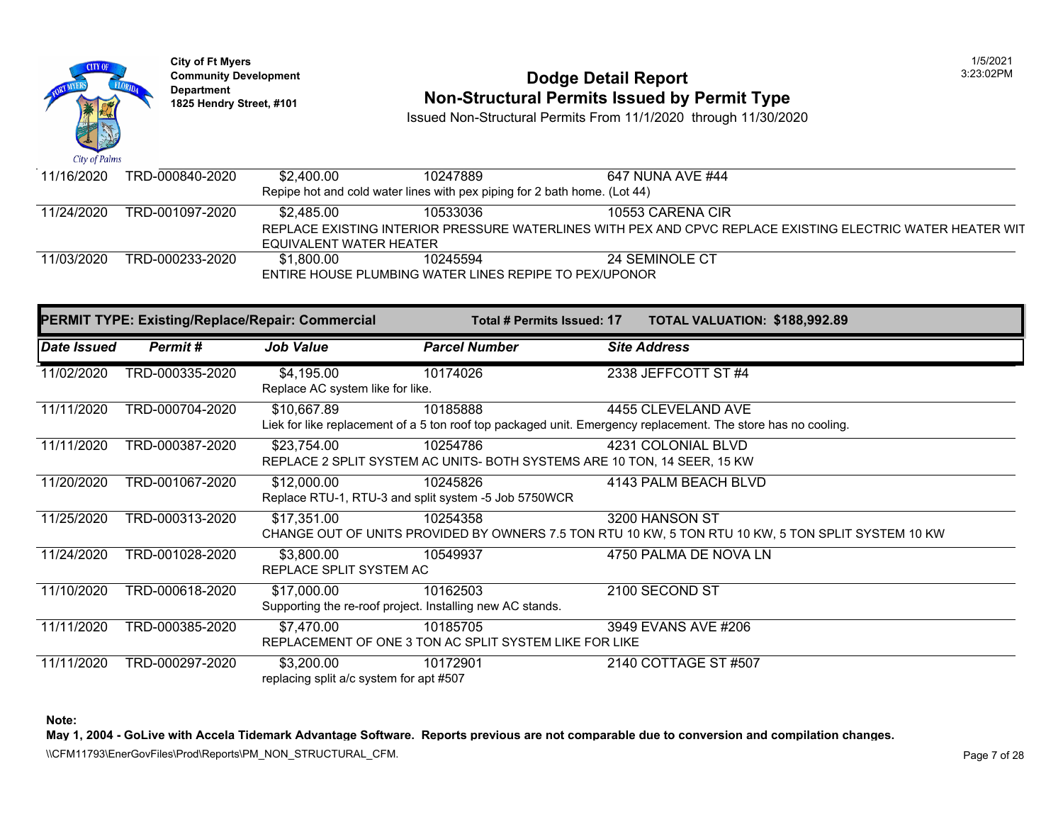| Date Issued | Permit # | Job Value | Parcel Number | Site Address |
| --- | --- | --- | --- | --- |
| 11/16/2020 | TRD-000840-2020 | $2,400.00 | 10247889 | 647 NUNA AVE #44 |
| | | Repipe hot and cold water lines with pex piping for 2 bath home. (Lot 44) | | |
| 11/24/2020 | TRD-001097-2020 | $2,485.00 | 10533036 | 10553 CARENA CIR |
| | | REPLACE EXISTING INTERIOR PRESSURE WATERLINES WITH PEX AND CPVC REPLACE EXISTING ELECTRIC WATER HEATER WIT EQUIVALENT WATER HEATER | | |
| 11/03/2020 | TRD-000233-2020 | $1,800.00 | 10245594 | 24 SEMINOLE CT |
| | | ENTIRE HOUSE PLUMBING WATER LINES REPIPE TO PEX/UPONOR | | |

**PERMIT TYPE: Existing/Replace/Repair: Commercial** — **Total # Permits Issued: 17** — **TOTAL VALUATION: $188,992.89**

| Date Issued | Permit # | Job Value | Parcel Number | Site Address |
| --- | --- | --- | --- | --- |
| 11/02/2020 | TRD-000335-2020 | $4,195.00 | 10174026 | 2338 JEFFCOTT ST #4 |
| | | Replace AC system like for like. | | |
| 11/11/2020 | TRD-000704-2020 | $10,667.89 | 10185888 | 4455 CLEVELAND AVE |
| | | Liek for like replacement of a 5 ton roof top packaged unit. Emergency replacement. The store has no cooling. | | |
| 11/11/2020 | TRD-000387-2020 | $23,754.00 | 10254786 | 4231 COLONIAL BLVD |
| | | REPLACE 2 SPLIT SYSTEM AC UNITS- BOTH SYSTEMS ARE 10 TON, 14 SEER, 15 KW | | |
| 11/20/2020 | TRD-001067-2020 | $12,000.00 | 10245826 | 4143 PALM BEACH BLVD |
| | | Replace RTU-1, RTU-3 and split system -5 Job 5750WCR | | |
| 11/25/2020 | TRD-000313-2020 | $17,351.00 | 10254358 | 3200 HANSON ST |
| | | CHANGE OUT OF UNITS PROVIDED BY OWNERS 7.5 TON RTU 10 KW, 5 TON RTU 10 KW, 5 TON SPLIT SYSTEM 10 KW | | |
| 11/24/2020 | TRD-001028-2020 | $3,800.00 | 10549937 | 4750 PALMA DE NOVA LN |
| | | REPLACE SPLIT SYSTEM AC | | |
| 11/10/2020 | TRD-000618-2020 | $17,000.00 | 10162503 | 2100 SECOND ST |
| | | Supporting the re-roof project. Installing new AC stands. | | |
| 11/11/2020 | TRD-000385-2020 | $7,470.00 | 10185705 | 3949 EVANS AVE #206 |
| | | REPLACEMENT OF ONE 3 TON AC SPLIT SYSTEM LIKE FOR LIKE | | |
| 11/11/2020 | TRD-000297-2020 | $3,200.00 | 10172901 | 2140 COTTAGE ST #507 |
| | | replacing split a/c system for apt #507 | | |

**Note:**

**May 1, 2004 - GoLive with Accela Tidemark Advantage Software. Reports previous are not comparable due to conversion and compilation changes.**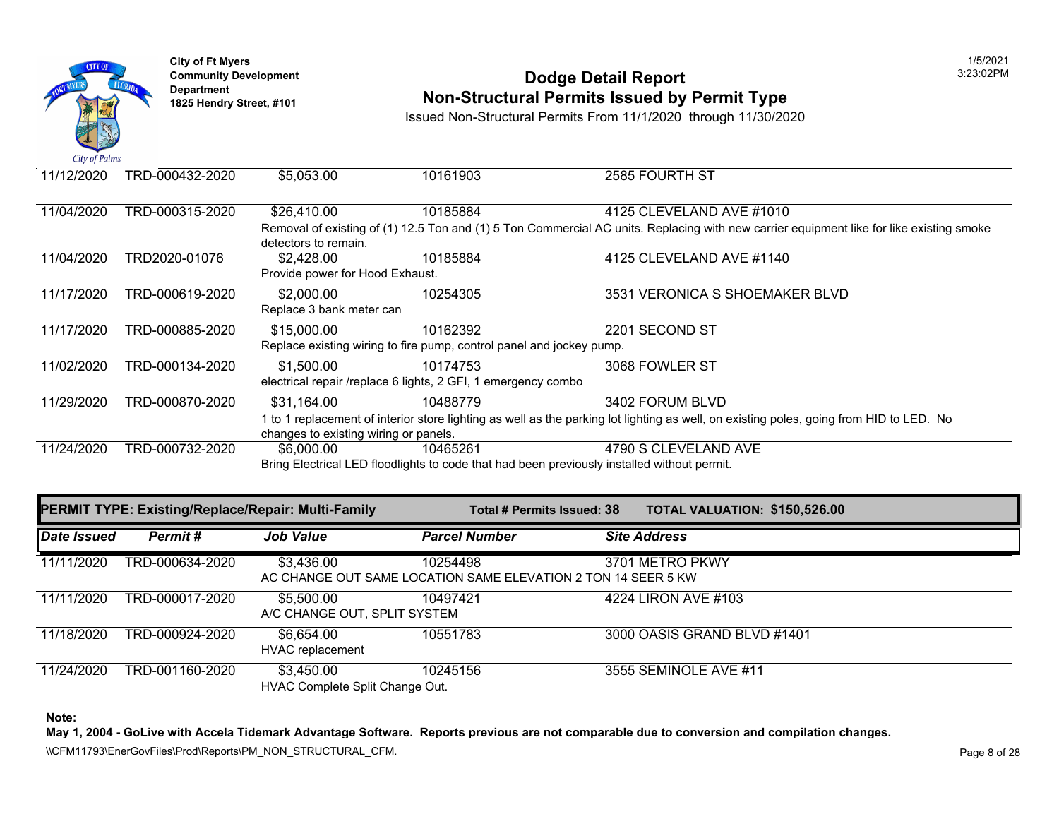City of Ft Myers
Community Development Department
1825 Hendry Street, #101

# Dodge Detail Report
## Non-Structural Permits Issued by Permit Type

Issued Non-Structural Permits From 11/1/2020 through 11/30/2020

| Date Issued | Permit # | Job Value | Parcel Number | Site Address |
|---|---|---|---|---|
| 11/12/2020 | TRD-000432-2020 | $5,053.00 | 10161903 | 2585 FOURTH ST |
| 11/04/2020 | TRD-000315-2020 | $26,410.00 | 10185884 | 4125 CLEVELAND AVE #1010 |
| | | Removal of existing of (1) 12.5 Ton and (1) 5 Ton Commercial AC units. Replacing with new carrier equipment like for like existing smoke detectors to remain. | | |
| 11/04/2020 | TRD2020-01076 | $2,428.00 | 10185884 | 4125 CLEVELAND AVE #1140 |
| | | Provide power for Hood Exhaust. | | |
| 11/17/2020 | TRD-000619-2020 | $2,000.00 | 10254305 | 3531 VERONICA S SHOEMAKER BLVD |
| | | Replace 3 bank meter can | | |
| 11/17/2020 | TRD-000885-2020 | $15,000.00 | 10162392 | 2201 SECOND ST |
| | | Replace existing wiring to fire pump, control panel and jockey pump. | | |
| 11/02/2020 | TRD-000134-2020 | $1,500.00 | 10174753 | 3068 FOWLER ST |
| | | electrical repair /replace 6 lights, 2 GFI, 1 emergency combo | | |
| 11/29/2020 | TRD-000870-2020 | $31,164.00 | 10488779 | 3402 FORUM BLVD |
| | | 1 to 1 replacement of interior store lighting as well as the parking lot lighting as well, on existing poles, going from HID to LED. No changes to existing wiring or panels. | | |
| 11/24/2020 | TRD-000732-2020 | $6,000.00 | 10465261 | 4790 S CLEVELAND AVE |
| | | Bring Electrical LED floodlights to code that had been previously installed without permit. | | |

**PERMIT TYPE: Existing/Replace/Repair: Multi-Family** — **Total # Permits Issued: 38** — **TOTAL VALUATION: $150,526.00**

| Date Issued | Permit # | Job Value | Parcel Number | Site Address |
|---|---|---|---|---|
| 11/11/2020 | TRD-000634-2020 | $3,436.00 | 10254498 | 3701 METRO PKWY |
| | | AC CHANGE OUT SAME LOCATION SAME ELEVATION 2 TON 14 SEER 5 KW | | |
| 11/11/2020 | TRD-000017-2020 | $5,500.00 | 10497421 | 4224 LIRON AVE #103 |
| | | A/C CHANGE OUT, SPLIT SYSTEM | | |
| 11/18/2020 | TRD-000924-2020 | $6,654.00 | 10551783 | 3000 OASIS GRAND BLVD #1401 |
| | | HVAC replacement | | |
| 11/24/2020 | TRD-001160-2020 | $3,450.00 | 10245156 | 3555 SEMINOLE AVE #11 |
| | | HVAC Complete Split Change Out. | | |

**Note:**
**May 1, 2004 - GoLive with Accela Tidemark Advantage Software. Reports previous are not comparable due to conversion and compilation changes.**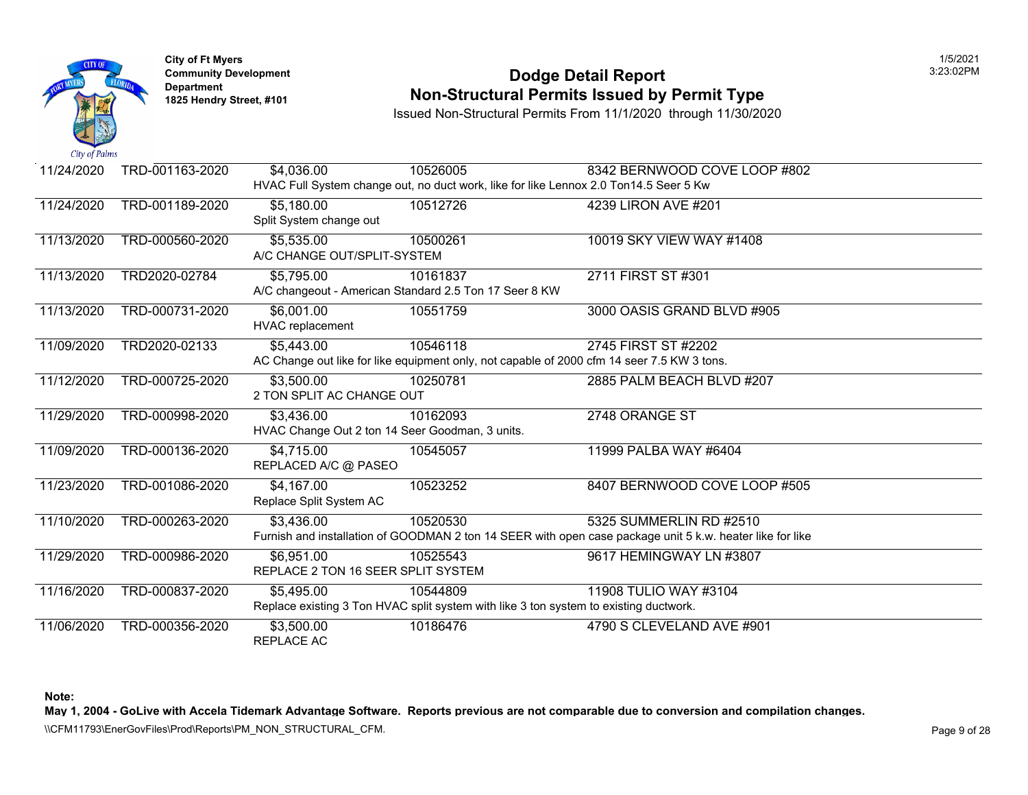City of Ft Myers
Community Development Department
1825 Hendry Street, #101

# Dodge Detail Report
## Non-Structural Permits Issued by Permit Type

Issued Non-Structural Permits From 11/1/2020 through 11/30/2020

| Date | Permit # | Valuation | Parcel | Address |
|---|---|---|---|---|
| 11/24/2020 | TRD-001163-2020 | $4,036.00 | 10526005 | 8342 BERNWOOD COVE LOOP #802 |
| | | HVAC Full System change out, no duct work, like for like Lennox 2.0 Ton14.5 Seer 5 Kw | | |
| 11/24/2020 | TRD-001189-2020 | $5,180.00 | 10512726 | 4239 LIRON AVE #201 |
| | | Split System change out | | |
| 11/13/2020 | TRD-000560-2020 | $5,535.00 | 10500261 | 10019 SKY VIEW WAY #1408 |
| | | A/C CHANGE OUT/SPLIT-SYSTEM | | |
| 11/13/2020 | TRD2020-02784 | $5,795.00 | 10161837 | 2711 FIRST ST #301 |
| | | A/C changeout - American Standard 2.5 Ton 17 Seer 8 KW | | |
| 11/13/2020 | TRD-000731-2020 | $6,001.00 | 10551759 | 3000 OASIS GRAND BLVD #905 |
| | | HVAC replacement | | |
| 11/09/2020 | TRD2020-02133 | $5,443.00 | 10546118 | 2745 FIRST ST #2202 |
| | | AC Change out like for like equipment only, not capable of 2000 cfm 14 seer 7.5 KW 3 tons. | | |
| 11/12/2020 | TRD-000725-2020 | $3,500.00 | 10250781 | 2885 PALM BEACH BLVD #207 |
| | | 2 TON SPLIT AC CHANGE OUT | | |
| 11/29/2020 | TRD-000998-2020 | $3,436.00 | 10162093 | 2748 ORANGE ST |
| | | HVAC Change Out 2 ton 14 Seer Goodman, 3 units. | | |
| 11/09/2020 | TRD-000136-2020 | $4,715.00 | 10545057 | 11999 PALBA WAY #6404 |
| | | REPLACED A/C @ PASEO | | |
| 11/23/2020 | TRD-001086-2020 | $4,167.00 | 10523252 | 8407 BERNWOOD COVE LOOP #505 |
| | | Replace Split System AC | | |
| 11/10/2020 | TRD-000263-2020 | $3,436.00 | 10520530 | 5325 SUMMERLIN RD #2510 |
| | | Furnish and installation of GOODMAN 2 ton 14 SEER with open case package unit 5 k.w. heater like for like | | |
| 11/29/2020 | TRD-000986-2020 | $6,951.00 | 10525543 | 9617 HEMINGWAY LN #3807 |
| | | REPLACE 2 TON 16 SEER SPLIT SYSTEM | | |
| 11/16/2020 | TRD-000837-2020 | $5,495.00 | 10544809 | 11908 TULIO WAY #3104 |
| | | Replace existing 3 Ton HVAC split system with like 3 ton system to existing ductwork. | | |
| 11/06/2020 | TRD-000356-2020 | $3,500.00 | 10186476 | 4790 S CLEVELAND AVE #901 |
| | | REPLACE AC | | |

**Note:**
**May 1, 2004 - GoLive with Accela Tidemark Advantage Software. Reports previous are not comparable due to conversion and compilation changes.**

\\CFM11793\EnerGovFiles\Prod\Reports\PM_NON_STRUCTURAL_CFM.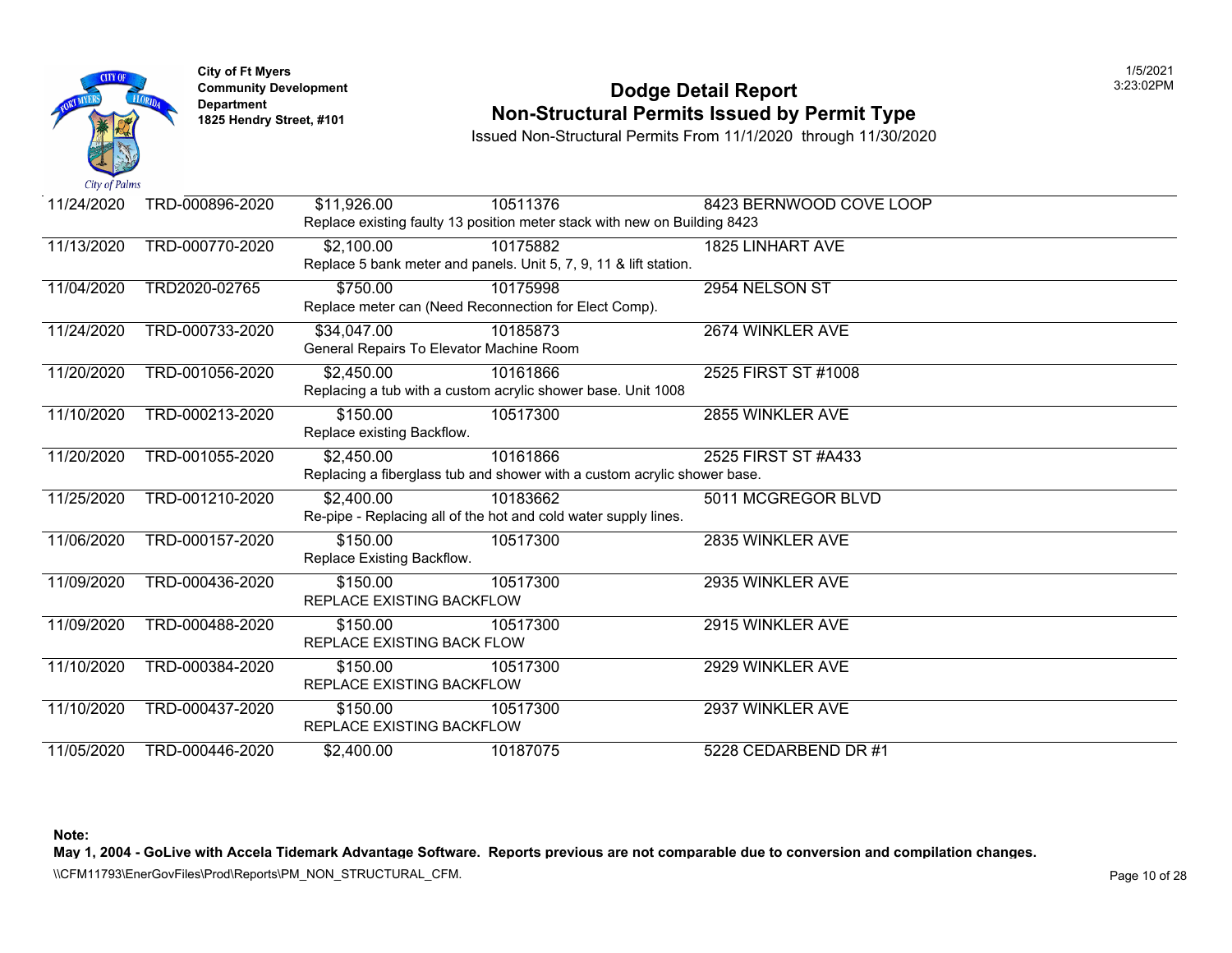**City of Ft Myers**
**Community Development Department**
**1825 Hendry Street, #101**

# Dodge Detail Report
## Non-Structural Permits Issued by Permit Type

Issued Non-Structural Permits From 11/1/2020 through 11/30/2020

1/5/2021
3:23:02PM

| Date | Permit # | Value | Parcel | Address |
|---|---|---|---|---|
| 11/24/2020 | TRD-000896-2020 | $11,926.00 | 10511376 | 8423 BERNWOOD COVE LOOP |
| | | Replace existing faulty 13 position meter stack with new on Building 8423 | | |
| 11/13/2020 | TRD-000770-2020 | $2,100.00 | 10175882 | 1825 LINHART AVE |
| | | Replace 5 bank meter and panels. Unit 5, 7, 9, 11 & lift station. | | |
| 11/04/2020 | TRD2020-02765 | $750.00 | 10175998 | 2954 NELSON ST |
| | | Replace meter can (Need Reconnection for Elect Comp). | | |
| 11/24/2020 | TRD-000733-2020 | $34,047.00 | 10185873 | 2674 WINKLER AVE |
| | | General Repairs To Elevator Machine Room | | |
| 11/20/2020 | TRD-001056-2020 | $2,450.00 | 10161866 | 2525 FIRST ST #1008 |
| | | Replacing a tub with a custom acrylic shower base. Unit 1008 | | |
| 11/10/2020 | TRD-000213-2020 | $150.00 | 10517300 | 2855 WINKLER AVE |
| | | Replace existing Backflow. | | |
| 11/20/2020 | TRD-001055-2020 | $2,450.00 | 10161866 | 2525 FIRST ST #A433 |
| | | Replacing a fiberglass tub and shower with a custom acrylic shower base. | | |
| 11/25/2020 | TRD-001210-2020 | $2,400.00 | 10183662 | 5011 MCGREGOR BLVD |
| | | Re-pipe - Replacing all of the hot and cold water supply lines. | | |
| 11/06/2020 | TRD-000157-2020 | $150.00 | 10517300 | 2835 WINKLER AVE |
| | | Replace Existing Backflow. | | |
| 11/09/2020 | TRD-000436-2020 | $150.00 | 10517300 | 2935 WINKLER AVE |
| | | REPLACE EXISTING BACKFLOW | | |
| 11/09/2020 | TRD-000488-2020 | $150.00 | 10517300 | 2915 WINKLER AVE |
| | | REPLACE EXISTING BACK FLOW | | |
| 11/10/2020 | TRD-000384-2020 | $150.00 | 10517300 | 2929 WINKLER AVE |
| | | REPLACE EXISTING BACKFLOW | | |
| 11/10/2020 | TRD-000437-2020 | $150.00 | 10517300 | 2937 WINKLER AVE |
| | | REPLACE EXISTING BACKFLOW | | |
| 11/05/2020 | TRD-000446-2020 | $2,400.00 | 10187075 | 5228 CEDARBEND DR #1 |

**Note:**
**May 1, 2004 - GoLive with Accela Tidemark Advantage Software. Reports previous are not comparable due to conversion and compilation changes.**

\\CFM11793\EnerGovFiles\Prod\Reports\PM_NON_STRUCTURAL_CFM.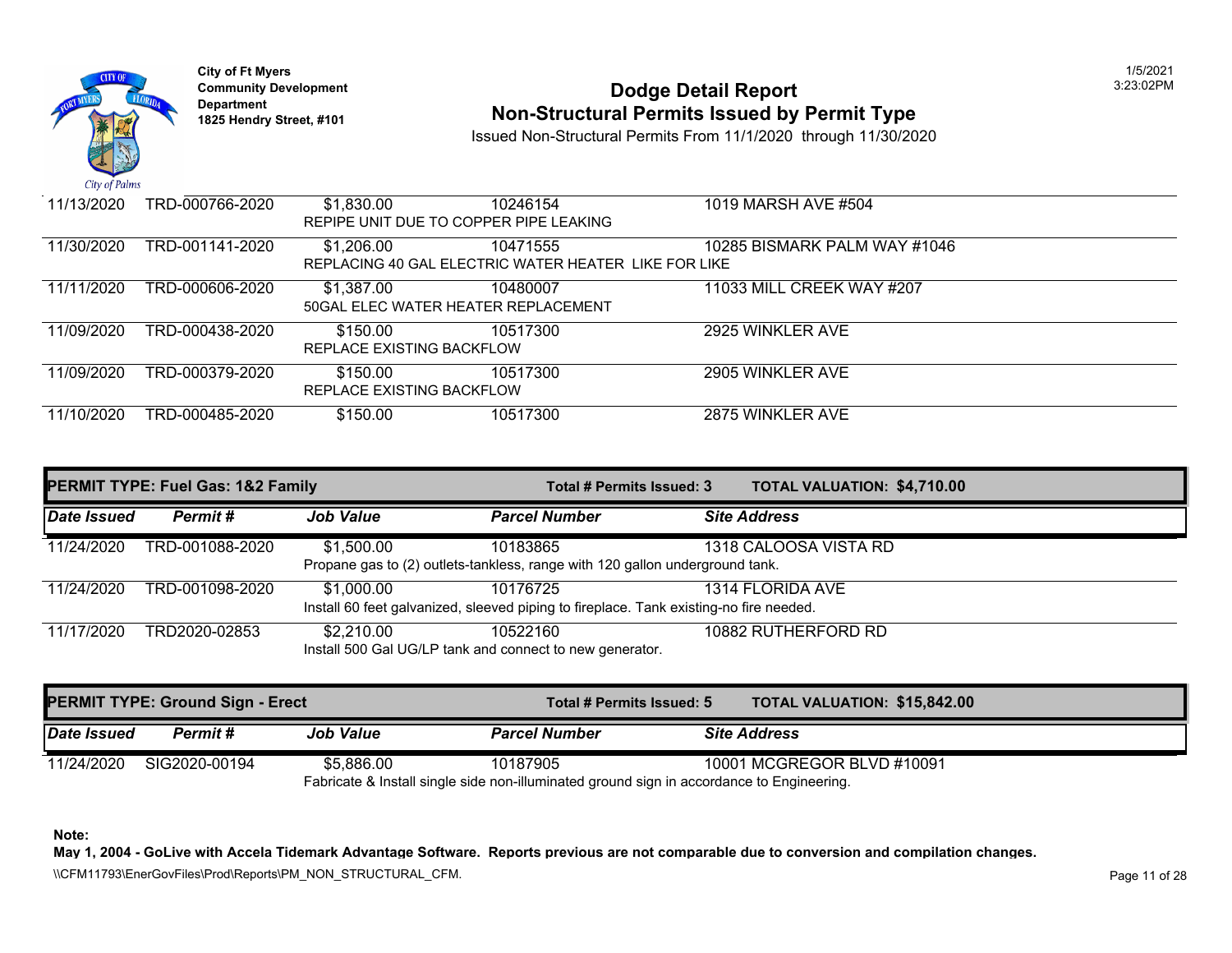| Date Issued | Permit # | Job Value | Parcel Number | Site Address |
|---|---|---|---|---|
| 11/13/2020 | TRD-000766-2020 | $1,830.00 | 10246154 | 1019 MARSH AVE #504 |
| | | REPIPE UNIT DUE TO COPPER PIPE LEAKING | | |
| 11/30/2020 | TRD-001141-2020 | $1,206.00 | 10471555 | 10285 BISMARK PALM WAY #1046 |
| | | REPLACING 40 GAL ELECTRIC WATER HEATER LIKE FOR LIKE | | |
| 11/11/2020 | TRD-000606-2020 | $1,387.00 | 10480007 | 11033 MILL CREEK WAY #207 |
| | | 50GAL ELEC WATER HEATER REPLACEMENT | | |
| 11/09/2020 | TRD-000438-2020 | $150.00 | 10517300 | 2925 WINKLER AVE |
| | | REPLACE EXISTING BACKFLOW | | |
| 11/09/2020 | TRD-000379-2020 | $150.00 | 10517300 | 2905 WINKLER AVE |
| | | REPLACE EXISTING BACKFLOW | | |
| 11/10/2020 | TRD-000485-2020 | $150.00 | 10517300 | 2875 WINKLER AVE |

**PERMIT TYPE: Fuel Gas: 1&2 Family** — **Total # Permits Issued: 3** — **TOTAL VALUATION: $4,710.00**

| Date Issued | Permit # | Job Value | Parcel Number | Site Address |
|---|---|---|---|---|
| 11/24/2020 | TRD-001088-2020 | $1,500.00 | 10183865 | 1318 CALOOSA VISTA RD |
| | | Propane gas to (2) outlets-tankless, range with 120 gallon underground tank. | | |
| 11/24/2020 | TRD-001098-2020 | $1,000.00 | 10176725 | 1314 FLORIDA AVE |
| | | Install 60 feet galvanized, sleeved piping to fireplace. Tank existing-no fire needed. | | |
| 11/17/2020 | TRD2020-02853 | $2,210.00 | 10522160 | 10882 RUTHERFORD RD |
| | | Install 500 Gal UG/LP tank and connect to new generator. | | |

**PERMIT TYPE: Ground Sign - Erect** — **Total # Permits Issued: 5** — **TOTAL VALUATION: $15,842.00**

| Date Issued | Permit # | Job Value | Parcel Number | Site Address |
|---|---|---|---|---|
| 11/24/2020 | SIG2020-00194 | $5,886.00 | 10187905 | 10001 MCGREGOR BLVD #10091 |
| | | Fabricate & Install single side non-illuminated ground sign in accordance to Engineering. | | |

**Note:**

**May 1, 2004 - GoLive with Accela Tidemark Advantage Software. Reports previous are not comparable due to conversion and compilation changes.**

\\CFM11793\EnerGovFiles\Prod\Reports\PM_NON_STRUCTURAL_CFM.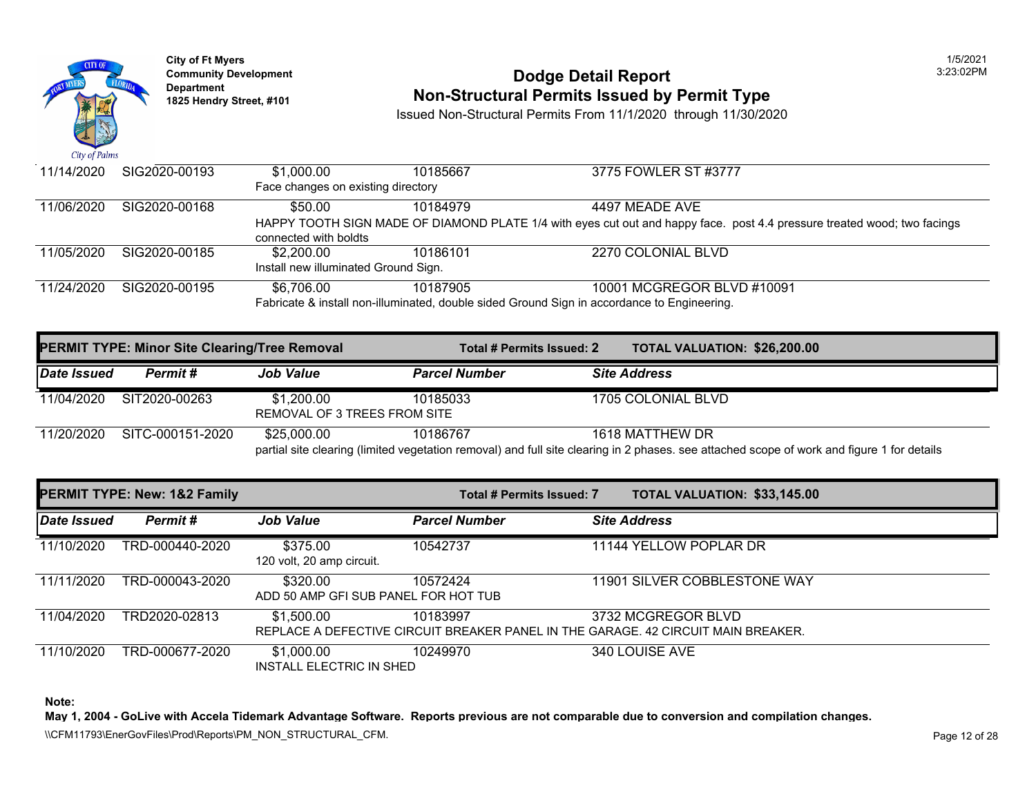City of Ft Myers
Community Development
Department
1825 Hendry Street, #101

# Dodge Detail Report
## Non-Structural Permits Issued by Permit Type

Issued Non-Structural Permits From 11/1/2020 through 11/30/2020

| Date Issued | Permit # | Job Value | Parcel Number | Site Address |
|---|---|---|---|---|
| 11/14/2020 | SIG2020-00193 | $1,000.00 | 10185667 | 3775 FOWLER ST #3777 |
| | | Face changes on existing directory | | |
| 11/06/2020 | SIG2020-00168 | $50.00 | 10184979 | 4497 MEADE AVE |
| | | HAPPY TOOTH SIGN MADE OF DIAMOND PLATE 1/4 with eyes cut out and happy face. post 4.4 pressure treated wood; two facings connected with boldts | | |
| 11/05/2020 | SIG2020-00185 | $2,200.00 | 10186101 | 2270 COLONIAL BLVD |
| | | Install new illuminated Ground Sign. | | |
| 11/24/2020 | SIG2020-00195 | $6,706.00 | 10187905 | 10001 MCGREGOR BLVD #10091 |
| | | Fabricate & install non-illuminated, double sided Ground Sign in accordance to Engineering. | | |

**PERMIT TYPE: Minor Site Clearing/Tree Removal** — **Total # Permits Issued: 2** — **TOTAL VALUATION: $26,200.00**

| Date Issued | Permit # | Job Value | Parcel Number | Site Address |
|---|---|---|---|---|
| 11/04/2020 | SIT2020-00263 | $1,200.00 | 10185033 | 1705 COLONIAL BLVD |
| | | REMOVAL OF 3 TREES FROM SITE | | |
| 11/20/2020 | SITC-000151-2020 | $25,000.00 | 10186767 | 1618 MATTHEW DR |
| | | partial site clearing (limited vegetation removal) and full site clearing in 2 phases. see attached scope of work and figure 1 for details | | |

**PERMIT TYPE: New: 1&2 Family** — **Total # Permits Issued: 7** — **TOTAL VALUATION: $33,145.00**

| Date Issued | Permit # | Job Value | Parcel Number | Site Address |
|---|---|---|---|---|
| 11/10/2020 | TRD-000440-2020 | $375.00 | 10542737 | 11144 YELLOW POPLAR DR |
| | | 120 volt, 20 amp circuit. | | |
| 11/11/2020 | TRD-000043-2020 | $320.00 | 10572424 | 11901 SILVER COBBLESTONE WAY |
| | | ADD 50 AMP GFI SUB PANEL FOR HOT TUB | | |
| 11/04/2020 | TRD2020-02813 | $1,500.00 | 10183997 | 3732 MCGREGOR BLVD |
| | | REPLACE A DEFECTIVE CIRCUIT BREAKER PANEL IN THE GARAGE. 42 CIRCUIT MAIN BREAKER. | | |
| 11/10/2020 | TRD-000677-2020 | $1,000.00 | 10249970 | 340 LOUISE AVE |
| | | INSTALL ELECTRIC IN SHED | | |

**Note:**
**May 1, 2004 - GoLive with Accela Tidemark Advantage Software. Reports previous are not comparable due to conversion and compilation changes.**

\\CFM11793\EnerGovFiles\Prod\Reports\PM_NON_STRUCTURAL_CFM.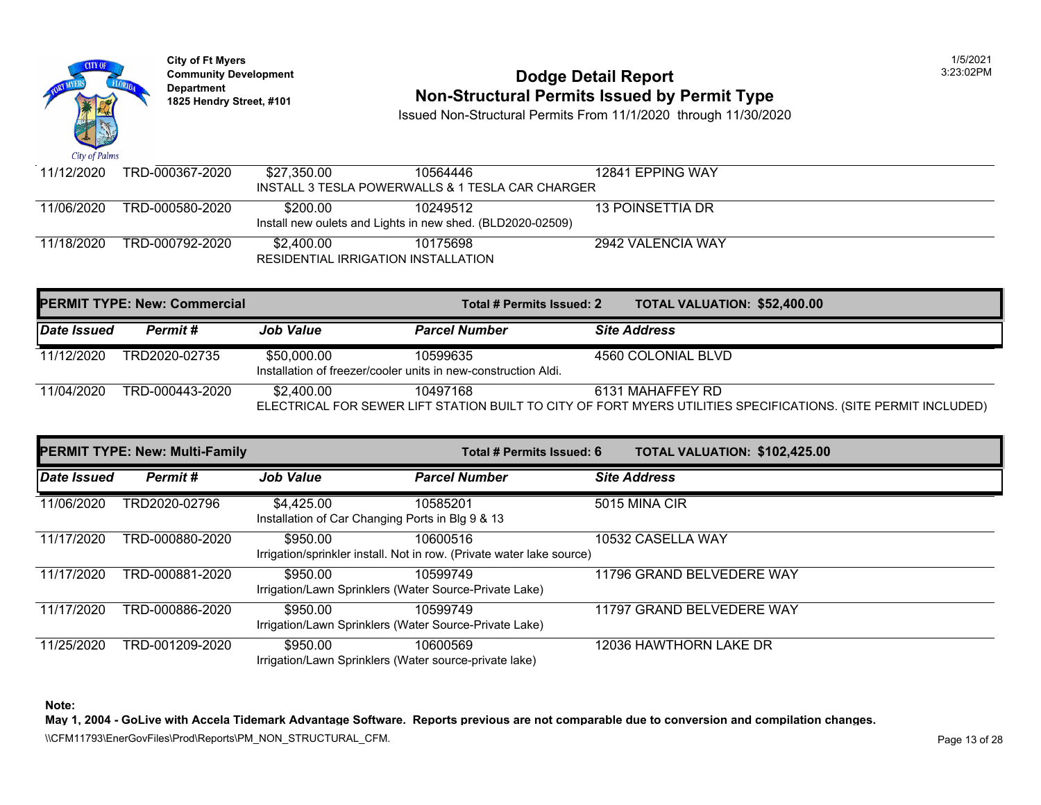City of Ft Myers
Community Development Department
1825 Hendry Street, #101

# Dodge Detail Report
## Non-Structural Permits Issued by Permit Type

Issued Non-Structural Permits From 11/1/2020 through 11/30/2020

| Date Issued | Permit # | Job Value | Parcel Number | Site Address |
|---|---|---|---|---|
| 11/12/2020 | TRD-000367-2020 | $27,350.00 | 10564446 | 12841 EPPING WAY |
| | | INSTALL 3 TESLA POWERWALLS & 1 TESLA CAR CHARGER | | |
| 11/06/2020 | TRD-000580-2020 | $200.00 | 10249512 | 13 POINSETTIA DR |
| | | Install new oulets and Lights in new shed. (BLD2020-02509) | | |
| 11/18/2020 | TRD-000792-2020 | $2,400.00 | 10175698 | 2942 VALENCIA WAY |
| | | RESIDENTIAL IRRIGATION INSTALLATION | | |

**PERMIT TYPE: New: Commercial** — **Total # Permits Issued: 2** — **TOTAL VALUATION: $52,400.00**

| Date Issued | Permit # | Job Value | Parcel Number | Site Address |
|---|---|---|---|---|
| 11/12/2020 | TRD2020-02735 | $50,000.00 | 10599635 | 4560 COLONIAL BLVD |
| | | Installation of freezer/cooler units in new-construction Aldi. | | |
| 11/04/2020 | TRD-000443-2020 | $2,400.00 | 10497168 | 6131 MAHAFFEY RD |
| | | ELECTRICAL FOR SEWER LIFT STATION BUILT TO CITY OF FORT MYERS UTILITIES SPECIFICATIONS. (SITE PERMIT INCLUDED) | | |

**PERMIT TYPE: New: Multi-Family** — **Total # Permits Issued: 6** — **TOTAL VALUATION: $102,425.00**

| Date Issued | Permit # | Job Value | Parcel Number | Site Address |
|---|---|---|---|---|
| 11/06/2020 | TRD2020-02796 | $4,425.00 | 10585201 | 5015 MINA CIR |
| | | Installation of Car Changing Ports in Blg 9 & 13 | | |
| 11/17/2020 | TRD-000880-2020 | $950.00 | 10600516 | 10532 CASELLA WAY |
| | | Irrigation/sprinkler install. Not in row. (Private water lake source) | | |
| 11/17/2020 | TRD-000881-2020 | $950.00 | 10599749 | 11796 GRAND BELVEDERE WAY |
| | | Irrigation/Lawn Sprinklers (Water Source-Private Lake) | | |
| 11/17/2020 | TRD-000886-2020 | $950.00 | 10599749 | 11797 GRAND BELVEDERE WAY |
| | | Irrigation/Lawn Sprinklers (Water Source-Private Lake) | | |
| 11/25/2020 | TRD-001209-2020 | $950.00 | 10600569 | 12036 HAWTHORN LAKE DR |
| | | Irrigation/Lawn Sprinklers (Water source-private lake) | | |

**Note:**
**May 1, 2004 - GoLive with Accela Tidemark Advantage Software. Reports previous are not comparable due to conversion and compilation changes.**

\\CFM11793\EnerGovFiles\Prod\Reports\PM_NON_STRUCTURAL_CFM.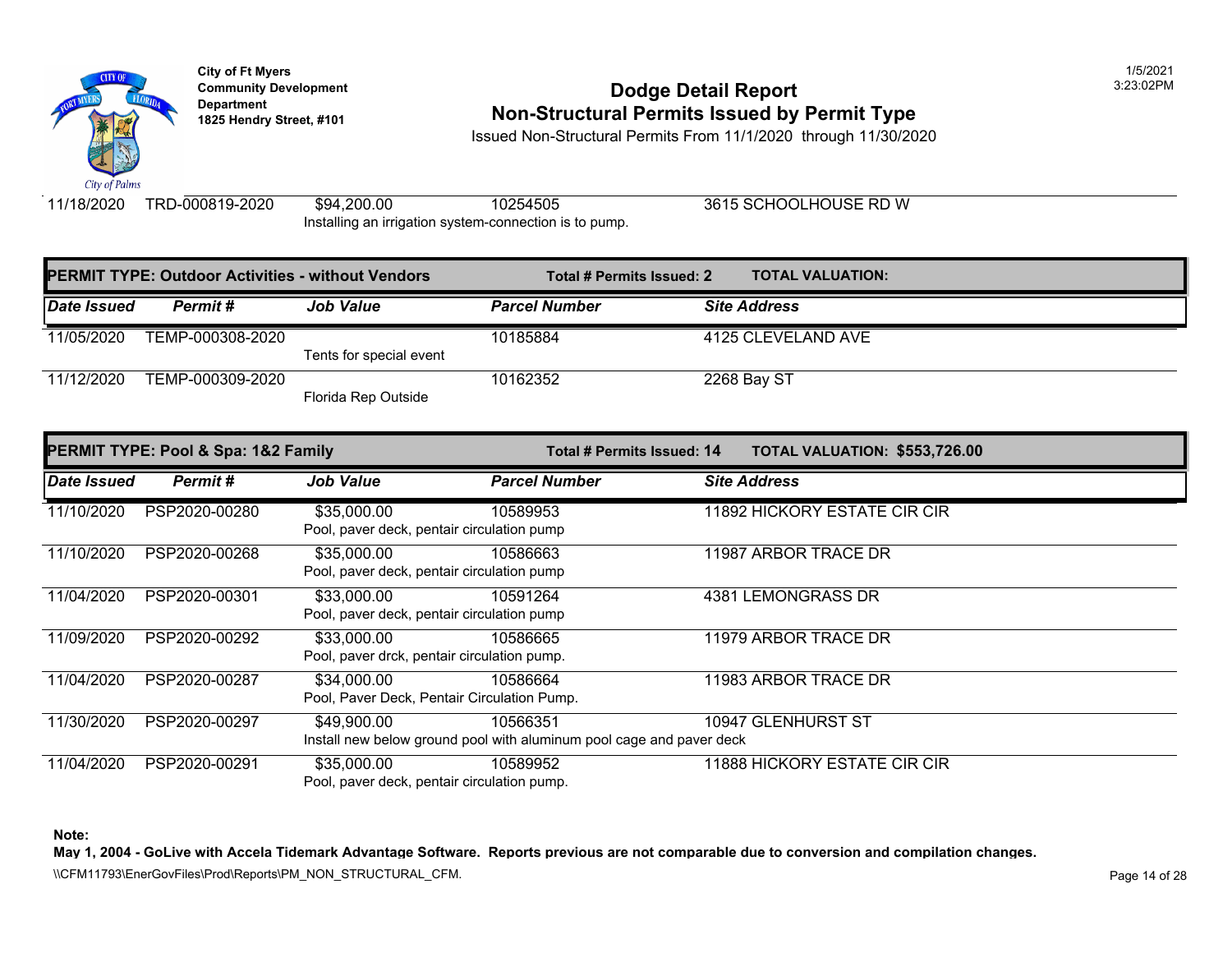City of Ft Myers
Community Development Department
1825 Hendry Street, #101

# Dodge Detail Report
## Non-Structural Permits Issued by Permit Type

Issued Non-Structural Permits From 11/1/2020 through 11/30/2020

| Date Issued | Permit # | Job Value | Parcel Number | Site Address |
|---|---|---|---|---|
| 11/18/2020 | TRD-000819-2020 | $94,200.00 | 10254505 | 3615 SCHOOLHOUSE RD W |
| | | Installing an irrigation system-connection is to pump. | | |

**PERMIT TYPE: Outdoor Activities - without Vendors** — **Total # Permits Issued: 2** — **TOTAL VALUATION:**

| *Date Issued* | *Permit #* | *Job Value* | *Parcel Number* | *Site Address* |
|---|---|---|---|---|
| 11/05/2020 | TEMP-000308-2020 | | 10185884 | 4125 CLEVELAND AVE |
| | | Tents for special event | | |
| 11/12/2020 | TEMP-000309-2020 | | 10162352 | 2268 Bay ST |
| | | Florida Rep Outside | | |

**PERMIT TYPE: Pool & Spa: 1&2 Family** — **Total # Permits Issued: 14** — **TOTAL VALUATION: $553,726.00**

| *Date Issued* | *Permit #* | *Job Value* | *Parcel Number* | *Site Address* |
|---|---|---|---|---|
| 11/10/2020 | PSP2020-00280 | $35,000.00 | 10589953 | 11892 HICKORY ESTATE CIR CIR |
| | | Pool, paver deck, pentair circulation pump | | |
| 11/10/2020 | PSP2020-00268 | $35,000.00 | 10586663 | 11987 ARBOR TRACE DR |
| | | Pool, paver deck, pentair circulation pump | | |
| 11/04/2020 | PSP2020-00301 | $33,000.00 | 10591264 | 4381 LEMONGRASS DR |
| | | Pool, paver deck, pentair circulation pump | | |
| 11/09/2020 | PSP2020-00292 | $33,000.00 | 10586665 | 11979 ARBOR TRACE DR |
| | | Pool, paver drck, pentair circulation pump. | | |
| 11/04/2020 | PSP2020-00287 | $34,000.00 | 10586664 | 11983 ARBOR TRACE DR |
| | | Pool, Paver Deck, Pentair Circulation Pump. | | |
| 11/30/2020 | PSP2020-00297 | $49,900.00 | 10566351 | 10947 GLENHURST ST |
| | | Install new below ground pool with aluminum pool cage and paver deck | | |
| 11/04/2020 | PSP2020-00291 | $35,000.00 | 10589952 | 11888 HICKORY ESTATE CIR CIR |
| | | Pool, paver deck, pentair circulation pump. | | |

**Note:**
**May 1, 2004 - GoLive with Accela Tidemark Advantage Software. Reports previous are not comparable due to conversion and compilation changes.**

\\CFM11793\EnerGovFiles\Prod\Reports\PM_NON_STRUCTURAL_CFM.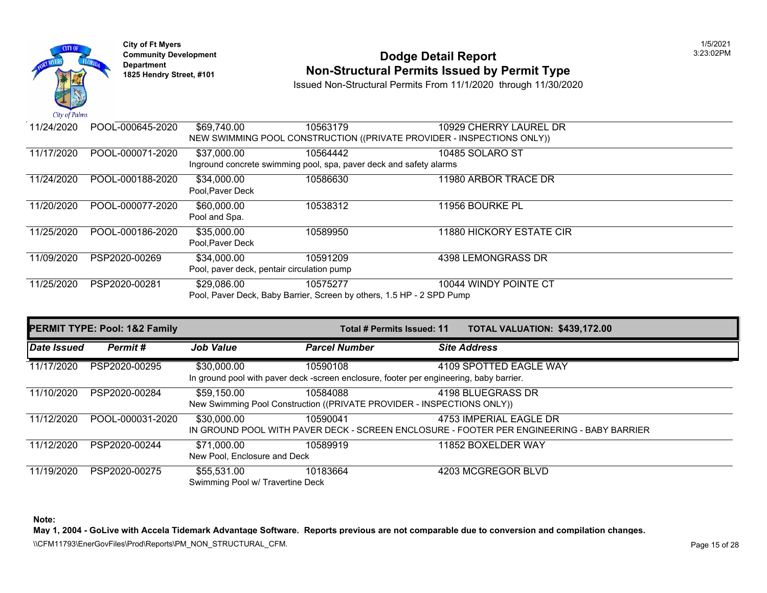City of Ft Myers
Community Development Department
1825 Hendry Street, #101

# Dodge Detail Report
## Non-Structural Permits Issued by Permit Type

Issued Non-Structural Permits From 11/1/2020 through 11/30/2020

| Date Issued | Permit # | Job Value | Parcel Number | Site Address |
|---|---|---|---|---|
| 11/24/2020 | POOL-000645-2020 | $69,740.00 | 10563179 | 10929 CHERRY LAUREL DR |
| | | NEW SWIMMING POOL CONSTRUCTION ((PRIVATE PROVIDER - INSPECTIONS ONLY)) | | |
| 11/17/2020 | POOL-000071-2020 | $37,000.00 | 10564442 | 10485 SOLARO ST |
| | | Inground concrete swimming pool, spa, paver deck and safety alarms | | |
| 11/24/2020 | POOL-000188-2020 | $34,000.00 | 10586630 | 11980 ARBOR TRACE DR |
| | | Pool,Paver Deck | | |
| 11/20/2020 | POOL-000077-2020 | $60,000.00 | 10538312 | 11956 BOURKE PL |
| | | Pool and Spa. | | |
| 11/25/2020 | POOL-000186-2020 | $35,000.00 | 10589950 | 11880 HICKORY ESTATE CIR |
| | | Pool,Paver Deck | | |
| 11/09/2020 | PSP2020-00269 | $34,000.00 | 10591209 | 4398 LEMONGRASS DR |
| | | Pool, paver deck, pentair circulation pump | | |
| 11/25/2020 | PSP2020-00281 | $29,086.00 | 10575277 | 10044 WINDY POINTE CT |
| | | Pool, Paver Deck, Baby Barrier, Screen by others, 1.5 HP - 2 SPD Pump | | |

**PERMIT TYPE: Pool: 1&2 Family** — **Total # Permits Issued: 11** — **TOTAL VALUATION: $439,172.00**

| Date Issued | Permit # | Job Value | Parcel Number | Site Address |
|---|---|---|---|---|
| 11/17/2020 | PSP2020-00295 | $30,000.00 | 10590108 | 4109 SPOTTED EAGLE WAY |
| | | In ground pool with paver deck -screen enclosure, footer per engineering, baby barrier. | | |
| 11/10/2020 | PSP2020-00284 | $59,150.00 | 10584088 | 4198 BLUEGRASS DR |
| | | New Swimming Pool Construction ((PRIVATE PROVIDER - INSPECTIONS ONLY)) | | |
| 11/12/2020 | POOL-000031-2020 | $30,000.00 | 10590041 | 4753 IMPERIAL EAGLE DR |
| | | IN GROUND POOL WITH PAVER DECK - SCREEN ENCLOSURE - FOOTER PER ENGINEERING - BABY BARRIER | | |
| 11/12/2020 | PSP2020-00244 | $71,000.00 | 10589919 | 11852 BOXELDER WAY |
| | | New Pool, Enclosure and Deck | | |
| 11/19/2020 | PSP2020-00275 | $55,531.00 | 10183664 | 4203 MCGREGOR BLVD |
| | | Swimming Pool w/ Travertine Deck | | |

**Note:**
**May 1, 2004 - GoLive with Accela Tidemark Advantage Software. Reports previous are not comparable due to conversion and compilation changes.**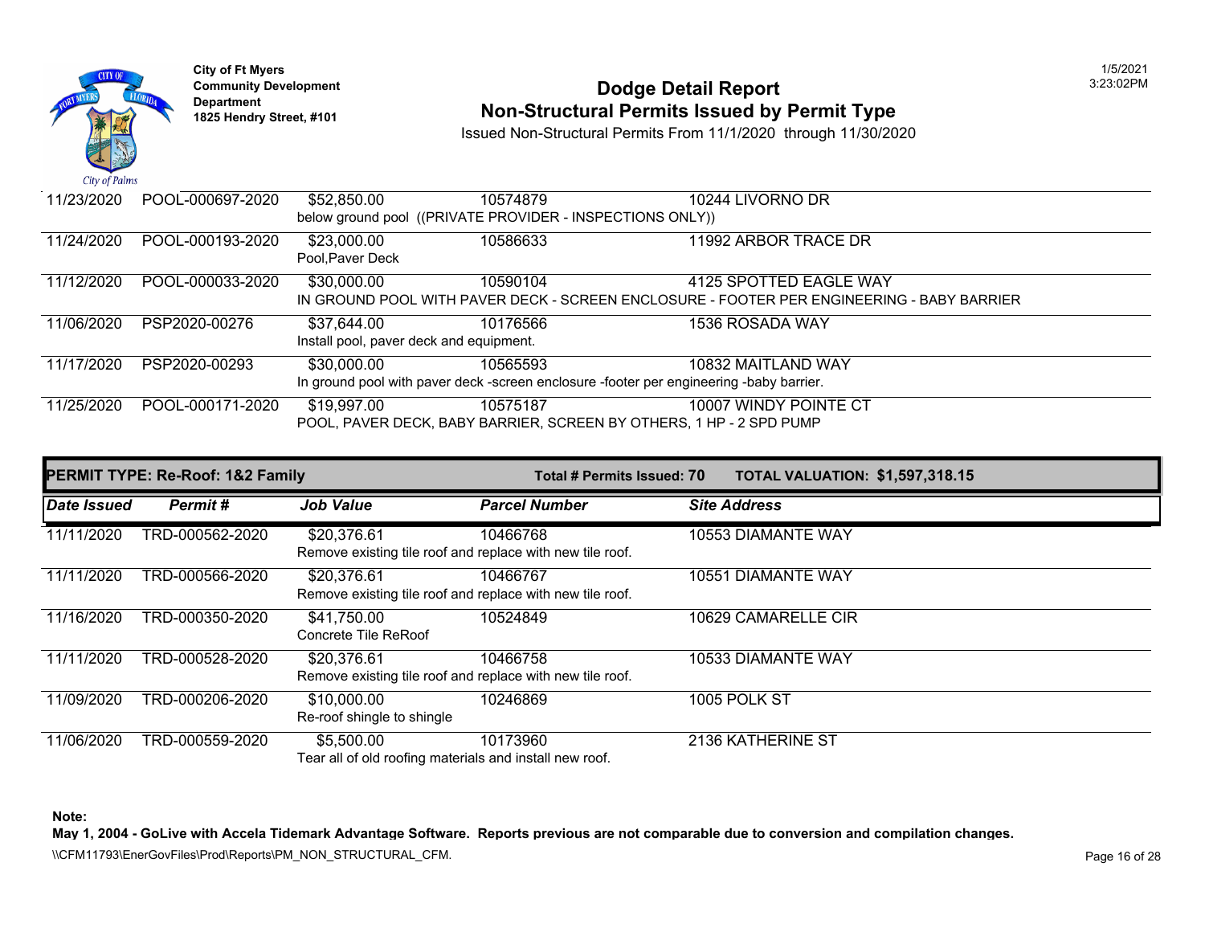| Date Issued | Permit # | Job Value | Parcel Number | Site Address |
|---|---|---|---|---|
| 11/23/2020 | POOL-000697-2020 | $52,850.00 | 10574879 | 10244 LIVORNO DR |
| | | below ground pool ((PRIVATE PROVIDER - INSPECTIONS ONLY)) | | |
| 11/24/2020 | POOL-000193-2020 | $23,000.00 | 10586633 | 11992 ARBOR TRACE DR |
| | | Pool,Paver Deck | | |
| 11/12/2020 | POOL-000033-2020 | $30,000.00 | 10590104 | 4125 SPOTTED EAGLE WAY |
| | | IN GROUND POOL WITH PAVER DECK - SCREEN ENCLOSURE - FOOTER PER ENGINEERING - BABY BARRIER | | |
| 11/06/2020 | PSP2020-00276 | $37,644.00 | 10176566 | 1536 ROSADA WAY |
| | | Install pool, paver deck and equipment. | | |
| 11/17/2020 | PSP2020-00293 | $30,000.00 | 10565593 | 10832 MAITLAND WAY |
| | | In ground pool with paver deck -screen enclosure -footer per engineering -baby barrier. | | |
| 11/25/2020 | POOL-000171-2020 | $19,997.00 | 10575187 | 10007 WINDY POINTE CT |
| | | POOL, PAVER DECK, BABY BARRIER, SCREEN BY OTHERS, 1 HP - 2 SPD PUMP | | |

**PERMIT TYPE: Re-Roof: 1&2 Family** — **Total # Permits Issued: 70** — **TOTAL VALUATION: $1,597,318.15**

| Date Issued | Permit # | Job Value | Parcel Number | Site Address |
|---|---|---|---|---|
| 11/11/2020 | TRD-000562-2020 | $20,376.61 | 10466768 | 10553 DIAMANTE WAY |
| | | Remove existing tile roof and replace with new tile roof. | | |
| 11/11/2020 | TRD-000566-2020 | $20,376.61 | 10466767 | 10551 DIAMANTE WAY |
| | | Remove existing tile roof and replace with new tile roof. | | |
| 11/16/2020 | TRD-000350-2020 | $41,750.00 | 10524849 | 10629 CAMARELLE CIR |
| | | Concrete Tile ReRoof | | |
| 11/11/2020 | TRD-000528-2020 | $20,376.61 | 10466758 | 10533 DIAMANTE WAY |
| | | Remove existing tile roof and replace with new tile roof. | | |
| 11/09/2020 | TRD-000206-2020 | $10,000.00 | 10246869 | 1005 POLK ST |
| | | Re-roof shingle to shingle | | |
| 11/06/2020 | TRD-000559-2020 | $5,500.00 | 10173960 | 2136 KATHERINE ST |
| | | Tear all of old roofing materials and install new roof. | | |

**Note:**
**May 1, 2004 - GoLive with Accela Tidemark Advantage Software. Reports previous are not comparable due to conversion and compilation changes.**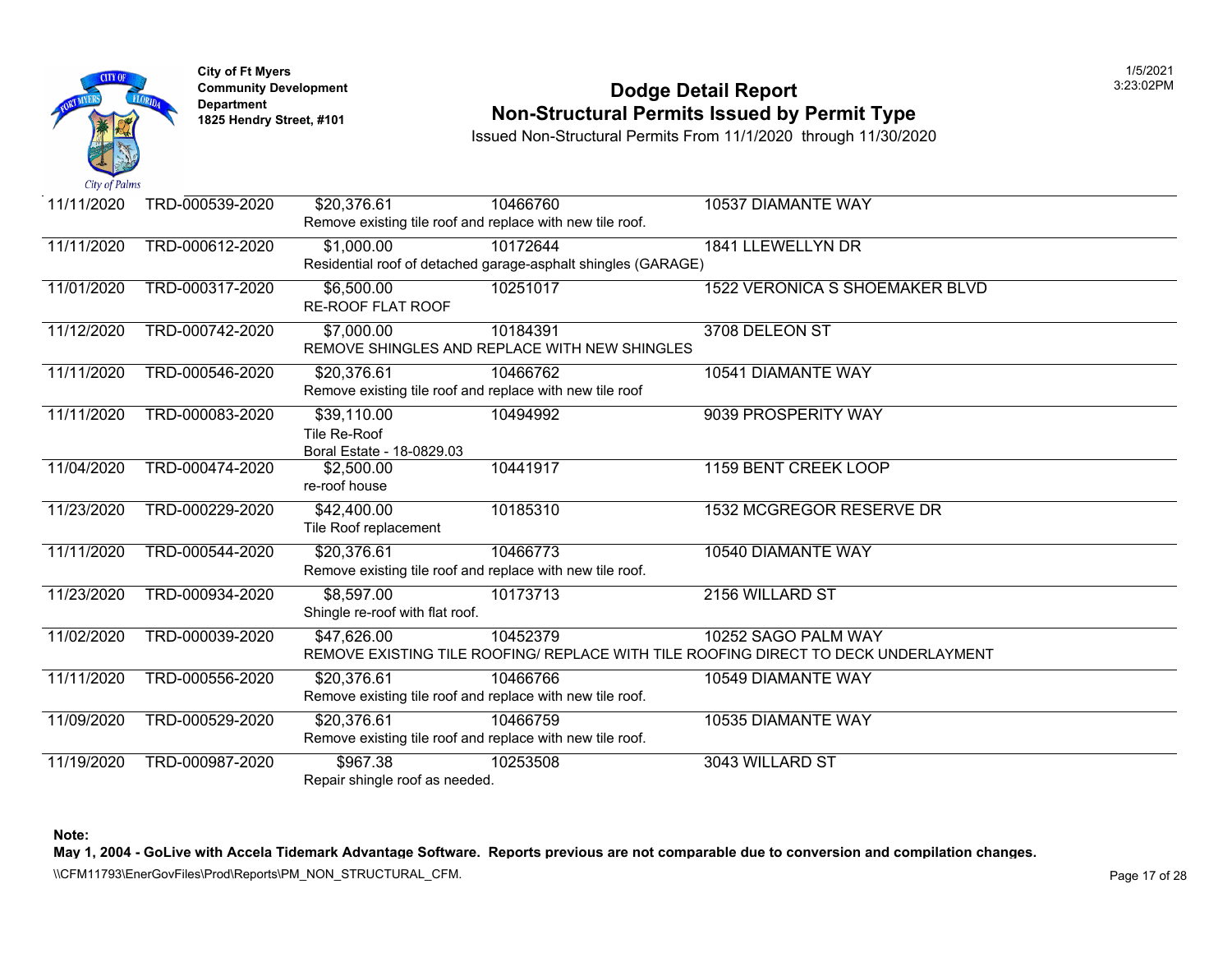City of Ft Myers
Community Development Department
1825 Hendry Street, #101

# Dodge Detail Report
## Non-Structural Permits Issued by Permit Type

Issued Non-Structural Permits From 11/1/2020 through 11/30/2020

1/5/2021
3:23:02PM

| Date | Permit Number | Value / Description | Parcel | Address |
|---|---|---|---|---|
| 11/11/2020 | TRD-000539-2020 | $20,376.61<br>Remove existing tile roof and replace with new tile roof. | 10466760 | 10537 DIAMANTE WAY |
| 11/11/2020 | TRD-000612-2020 | $1,000.00<br>Residential roof of detached garage-asphalt shingles (GARAGE) | 10172644 | 1841 LLEWELLYN DR |
| 11/01/2020 | TRD-000317-2020 | $6,500.00<br>RE-ROOF FLAT ROOF | 10251017 | 1522 VERONICA S SHOEMAKER BLVD |
| 11/12/2020 | TRD-000742-2020 | $7,000.00<br>REMOVE SHINGLES AND REPLACE WITH NEW SHINGLES | 10184391 | 3708 DELEON ST |
| 11/11/2020 | TRD-000546-2020 | $20,376.61<br>Remove existing tile roof and replace with new tile roof | 10466762 | 10541 DIAMANTE WAY |
| 11/11/2020 | TRD-000083-2020 | $39,110.00<br>Tile Re-Roof<br>Boral Estate - 18-0829.03 | 10494992 | 9039 PROSPERITY WAY |
| 11/04/2020 | TRD-000474-2020 | $2,500.00<br>re-roof house | 10441917 | 1159 BENT CREEK LOOP |
| 11/23/2020 | TRD-000229-2020 | $42,400.00<br>Tile Roof replacement | 10185310 | 1532 MCGREGOR RESERVE DR |
| 11/11/2020 | TRD-000544-2020 | $20,376.61<br>Remove existing tile roof and replace with new tile roof. | 10466773 | 10540 DIAMANTE WAY |
| 11/23/2020 | TRD-000934-2020 | $8,597.00<br>Shingle re-roof with flat roof. | 10173713 | 2156 WILLARD ST |
| 11/02/2020 | TRD-000039-2020 | $47,626.00<br>REMOVE EXISTING TILE ROOFING/ REPLACE WITH TILE ROOFING DIRECT TO DECK UNDERLAYMENT | 10452379 | 10252 SAGO PALM WAY |
| 11/11/2020 | TRD-000556-2020 | $20,376.61<br>Remove existing tile roof and replace with new tile roof. | 10466766 | 10549 DIAMANTE WAY |
| 11/09/2020 | TRD-000529-2020 | $20,376.61<br>Remove existing tile roof and replace with new tile roof. | 10466759 | 10535 DIAMANTE WAY |
| 11/19/2020 | TRD-000987-2020 | $967.38<br>Repair shingle roof as needed. | 10253508 | 3043 WILLARD ST |

**Note:**
**May 1, 2004 - GoLive with Accela Tidemark Advantage Software. Reports previous are not comparable due to conversion and compilation changes.**

\\CFM11793\EnerGovFiles\Prod\Reports\PM_NON_STRUCTURAL_CFM.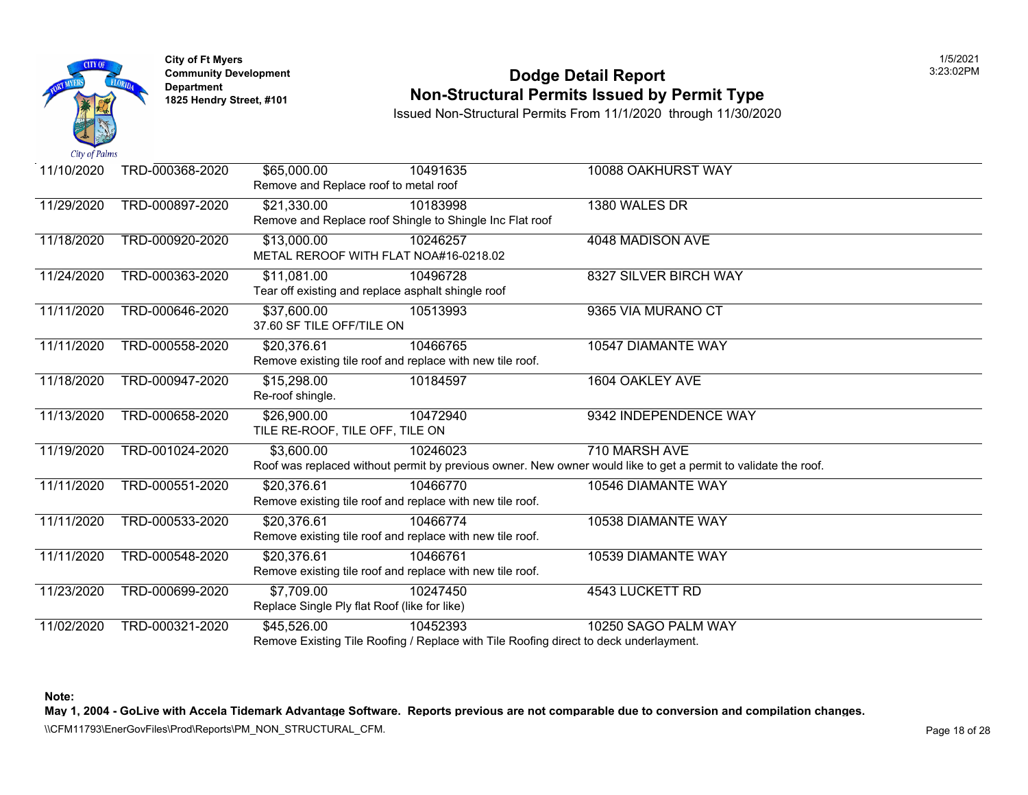City of Ft Myers
Community Development Department
1825 Hendry Street, #101

# Dodge Detail Report
## Non-Structural Permits Issued by Permit Type

Issued Non-Structural Permits From 11/1/2020 through 11/30/2020

| Date | Permit # | Value | Parcel | Address |
|---|---|---|---|---|
| 11/10/2020 | TRD-000368-2020 | $65,000.00 | 10491635 | 10088 OAKHURST WAY |
| | | Remove and Replace roof to metal roof | | |
| 11/29/2020 | TRD-000897-2020 | $21,330.00 | 10183998 | 1380 WALES DR |
| | | Remove and Replace roof Shingle to Shingle Inc Flat roof | | |
| 11/18/2020 | TRD-000920-2020 | $13,000.00 | 10246257 | 4048 MADISON AVE |
| | | METAL REROOF WITH FLAT NOA#16-0218.02 | | |
| 11/24/2020 | TRD-000363-2020 | $11,081.00 | 10496728 | 8327 SILVER BIRCH WAY |
| | | Tear off existing and replace asphalt shingle roof | | |
| 11/11/2020 | TRD-000646-2020 | $37,600.00 | 10513993 | 9365 VIA MURANO CT |
| | | 37.60 SF TILE OFF/TILE ON | | |
| 11/11/2020 | TRD-000558-2020 | $20,376.61 | 10466765 | 10547 DIAMANTE WAY |
| | | Remove existing tile roof and replace with new tile roof. | | |
| 11/18/2020 | TRD-000947-2020 | $15,298.00 | 10184597 | 1604 OAKLEY AVE |
| | | Re-roof shingle. | | |
| 11/13/2020 | TRD-000658-2020 | $26,900.00 | 10472940 | 9342 INDEPENDENCE WAY |
| | | TILE RE-ROOF, TILE OFF, TILE ON | | |
| 11/19/2020 | TRD-001024-2020 | $3,600.00 | 10246023 | 710 MARSH AVE |
| | | Roof was replaced without permit by previous owner. New owner would like to get a permit to validate the roof. | | |
| 11/11/2020 | TRD-000551-2020 | $20,376.61 | 10466770 | 10546 DIAMANTE WAY |
| | | Remove existing tile roof and replace with new tile roof. | | |
| 11/11/2020 | TRD-000533-2020 | $20,376.61 | 10466774 | 10538 DIAMANTE WAY |
| | | Remove existing tile roof and replace with new tile roof. | | |
| 11/11/2020 | TRD-000548-2020 | $20,376.61 | 10466761 | 10539 DIAMANTE WAY |
| | | Remove existing tile roof and replace with new tile roof. | | |
| 11/23/2020 | TRD-000699-2020 | $7,709.00 | 10247450 | 4543 LUCKETT RD |
| | | Replace Single Ply flat Roof (like for like) | | |
| 11/02/2020 | TRD-000321-2020 | $45,526.00 | 10452393 | 10250 SAGO PALM WAY |
| | | Remove Existing Tile Roofing / Replace with Tile Roofing direct to deck underlayment. | | |

**Note:**
**May 1, 2004 - GoLive with Accela Tidemark Advantage Software. Reports previous are not comparable due to conversion and compilation changes.**

\\CFM11793\EnerGovFiles\Prod\Reports\PM_NON_STRUCTURAL_CFM.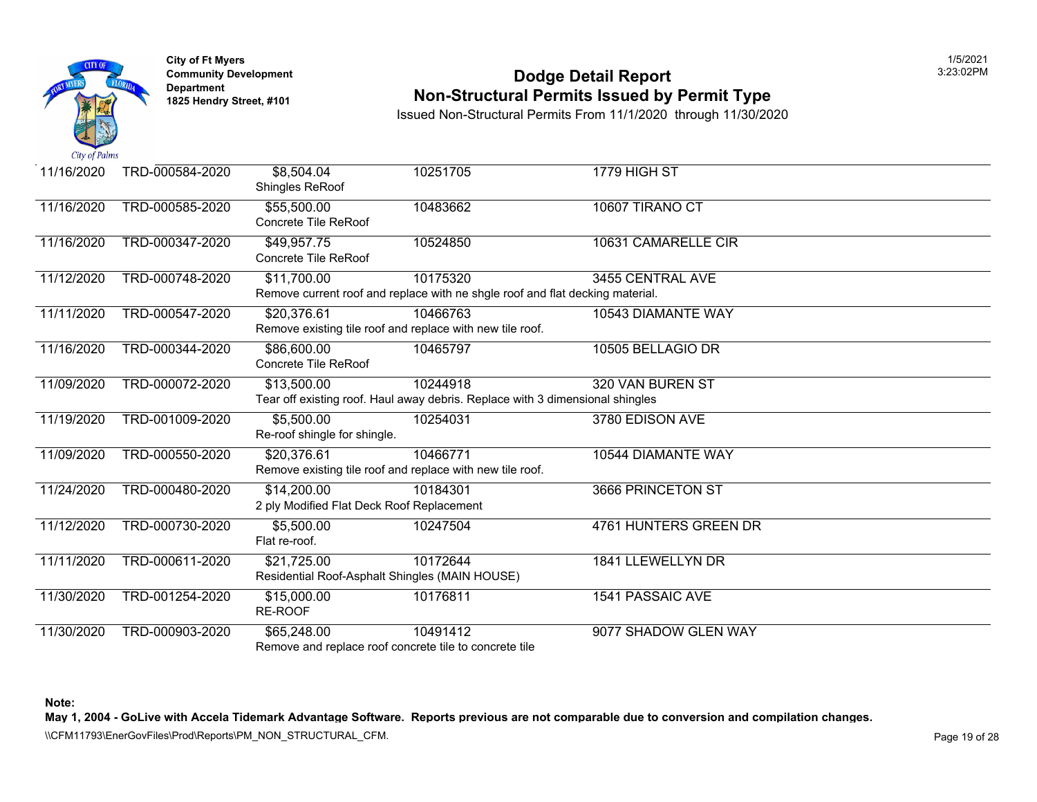City of Ft Myers
Community Development Department
1825 Hendry Street, #101

# Dodge Detail Report
## Non-Structural Permits Issued by Permit Type

Issued Non-Structural Permits From 11/1/2020 through 11/30/2020

| Date | Permit | Value / Description | Parcel | Address |
|---|---|---|---|---|
| 11/16/2020 | TRD-000584-2020 | $8,504.04<br>Shingles ReRoof | 10251705 | 1779 HIGH ST |
| 11/16/2020 | TRD-000585-2020 | $55,500.00<br>Concrete Tile ReRoof | 10483662 | 10607 TIRANO CT |
| 11/16/2020 | TRD-000347-2020 | $49,957.75<br>Concrete Tile ReRoof | 10524850 | 10631 CAMARELLE CIR |
| 11/12/2020 | TRD-000748-2020 | $11,700.00<br>Remove current roof and replace with ne shgle roof and flat decking material. | 10175320 | 3455 CENTRAL AVE |
| 11/11/2020 | TRD-000547-2020 | $20,376.61<br>Remove existing tile roof and replace with new tile roof. | 10466763 | 10543 DIAMANTE WAY |
| 11/16/2020 | TRD-000344-2020 | $86,600.00<br>Concrete Tile ReRoof | 10465797 | 10505 BELLAGIO DR |
| 11/09/2020 | TRD-000072-2020 | $13,500.00<br>Tear off existing roof. Haul away debris. Replace with 3 dimensional shingles | 10244918 | 320 VAN BUREN ST |
| 11/19/2020 | TRD-001009-2020 | $5,500.00<br>Re-roof shingle for shingle. | 10254031 | 3780 EDISON AVE |
| 11/09/2020 | TRD-000550-2020 | $20,376.61<br>Remove existing tile roof and replace with new tile roof. | 10466771 | 10544 DIAMANTE WAY |
| 11/24/2020 | TRD-000480-2020 | $14,200.00<br>2 ply Modified Flat Deck Roof Replacement | 10184301 | 3666 PRINCETON ST |
| 11/12/2020 | TRD-000730-2020 | $5,500.00<br>Flat re-roof. | 10247504 | 4761 HUNTERS GREEN DR |
| 11/11/2020 | TRD-000611-2020 | $21,725.00<br>Residential Roof-Asphalt Shingles (MAIN HOUSE) | 10172644 | 1841 LLEWELLYN DR |
| 11/30/2020 | TRD-001254-2020 | $15,000.00<br>RE-ROOF | 10176811 | 1541 PASSAIC AVE |
| 11/30/2020 | TRD-000903-2020 | $65,248.00<br>Remove and replace roof concrete tile to concrete tile | 10491412 | 9077 SHADOW GLEN WAY |

**Note:**

**May 1, 2004 - GoLive with Accela Tidemark Advantage Software. Reports previous are not comparable due to conversion and compilation changes.**

\\CFM11793\EnerGovFiles\Prod\Reports\PM_NON_STRUCTURAL_CFM.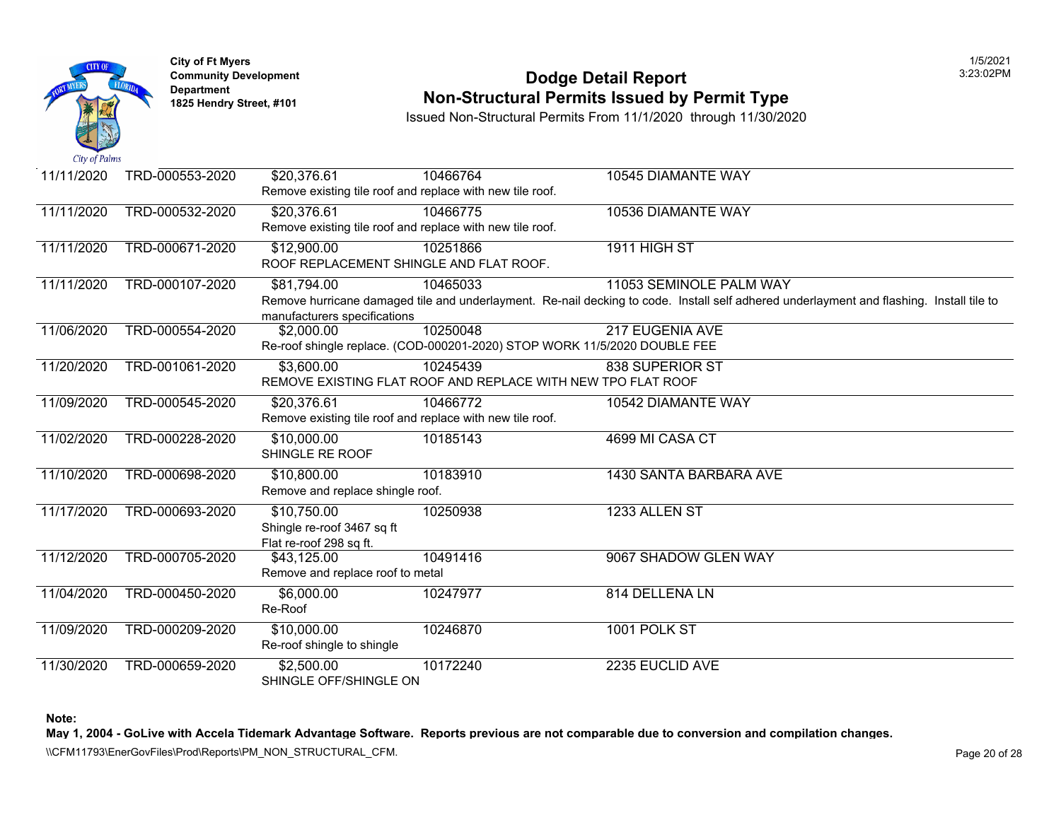**City of Ft Myers**
**Community Development Department**
**1825 Hendry Street, #101**

# Dodge Detail Report
## Non-Structural Permits Issued by Permit Type

Issued Non-Structural Permits From 11/1/2020 through 11/30/2020

1/5/2021
3:23:02PM

| Date | Permit # | Value | Parcel | Address |
|---|---|---|---|---|
| 11/11/2020 | TRD-000553-2020 | $20,376.61 | 10466764 | 10545 DIAMANTE WAY |
| | | Remove existing tile roof and replace with new tile roof. | | |
| 11/11/2020 | TRD-000532-2020 | $20,376.61 | 10466775 | 10536 DIAMANTE WAY |
| | | Remove existing tile roof and replace with new tile roof. | | |
| 11/11/2020 | TRD-000671-2020 | $12,900.00 | 10251866 | 1911 HIGH ST |
| | | ROOF REPLACEMENT SHINGLE AND FLAT ROOF. | | |
| 11/11/2020 | TRD-000107-2020 | $81,794.00 | 10465033 | 11053 SEMINOLE PALM WAY |
| | | Remove hurricane damaged tile and underlayment. Re-nail decking to code. Install self adhered underlayment and flashing. Install tile to manufacturers specifications | | |
| 11/06/2020 | TRD-000554-2020 | $2,000.00 | 10250048 | 217 EUGENIA AVE |
| | | Re-roof shingle replace. (COD-000201-2020) STOP WORK 11/5/2020 DOUBLE FEE | | |
| 11/20/2020 | TRD-001061-2020 | $3,600.00 | 10245439 | 838 SUPERIOR ST |
| | | REMOVE EXISTING FLAT ROOF AND REPLACE WITH NEW TPO FLAT ROOF | | |
| 11/09/2020 | TRD-000545-2020 | $20,376.61 | 10466772 | 10542 DIAMANTE WAY |
| | | Remove existing tile roof and replace with new tile roof. | | |
| 11/02/2020 | TRD-000228-2020 | $10,000.00 | 10185143 | 4699 MI CASA CT |
| | | SHINGLE RE ROOF | | |
| 11/10/2020 | TRD-000698-2020 | $10,800.00 | 10183910 | 1430 SANTA BARBARA AVE |
| | | Remove and replace shingle roof. | | |
| 11/17/2020 | TRD-000693-2020 | $10,750.00 | 10250938 | 1233 ALLEN ST |
| | | Shingle re-roof 3467 sq ft Flat re-roof 298 sq ft. | | |
| 11/12/2020 | TRD-000705-2020 | $43,125.00 | 10491416 | 9067 SHADOW GLEN WAY |
| | | Remove and replace roof to metal | | |
| 11/04/2020 | TRD-000450-2020 | $6,000.00 | 10247977 | 814 DELLENA LN |
| | | Re-Roof | | |
| 11/09/2020 | TRD-000209-2020 | $10,000.00 | 10246870 | 1001 POLK ST |
| | | Re-roof shingle to shingle | | |
| 11/30/2020 | TRD-000659-2020 | $2,500.00 | 10172240 | 2235 EUCLID AVE |
| | | SHINGLE OFF/SHINGLE ON | | |

**Note:**
**May 1, 2004 - GoLive with Accela Tidemark Advantage Software. Reports previous are not comparable due to conversion and compilation changes.**

\\CFM11793\EnerGovFiles\Prod\Reports\PM_NON_STRUCTURAL_CFM.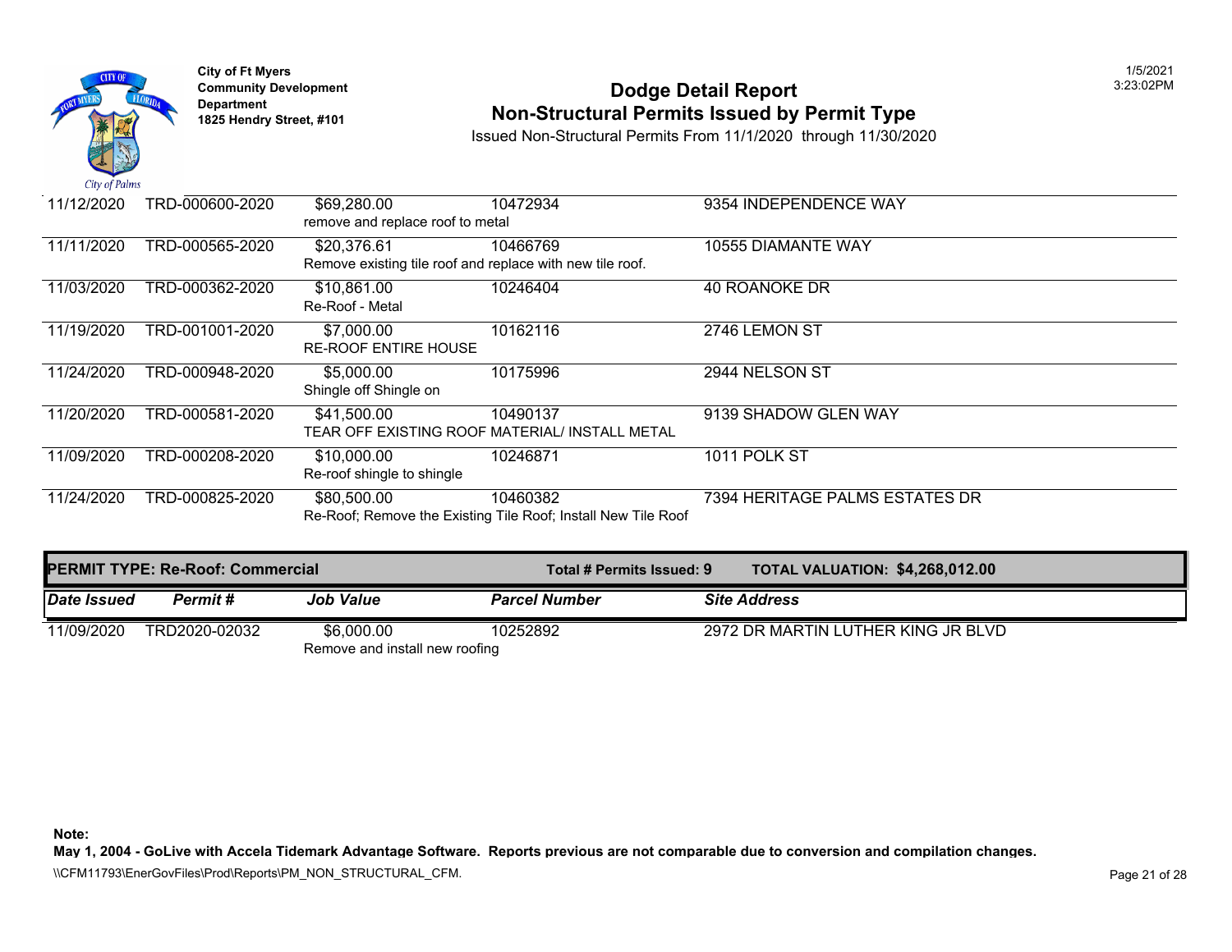City of Ft Myers
Community Development Department
1825 Hendry Street, #101

# Dodge Detail Report
## Non-Structural Permits Issued by Permit Type

Issued Non-Structural Permits From 11/1/2020 through 11/30/2020

| Date Issued | Permit # | Job Value | Parcel Number | Site Address |
|---|---|---|---|---|
| 11/12/2020 | TRD-000600-2020 | $69,280.00<br>remove and replace roof to metal | 10472934 | 9354 INDEPENDENCE WAY |
| 11/11/2020 | TRD-000565-2020 | $20,376.61<br>Remove existing tile roof and replace with new tile roof. | 10466769 | 10555 DIAMANTE WAY |
| 11/03/2020 | TRD-000362-2020 | $10,861.00<br>Re-Roof - Metal | 10246404 | 40 ROANOKE DR |
| 11/19/2020 | TRD-001001-2020 | $7,000.00<br>RE-ROOF ENTIRE HOUSE | 10162116 | 2746 LEMON ST |
| 11/24/2020 | TRD-000948-2020 | $5,000.00<br>Shingle off Shingle on | 10175996 | 2944 NELSON ST |
| 11/20/2020 | TRD-000581-2020 | $41,500.00<br>TEAR OFF EXISTING ROOF MATERIAL/ INSTALL METAL | 10490137 | 9139 SHADOW GLEN WAY |
| 11/09/2020 | TRD-000208-2020 | $10,000.00<br>Re-roof shingle to shingle | 10246871 | 1011 POLK ST |
| 11/24/2020 | TRD-000825-2020 | $80,500.00<br>Re-Roof; Remove the Existing Tile Roof; Install New Tile Roof | 10460382 | 7394 HERITAGE PALMS ESTATES DR |

**PERMIT TYPE: Re-Roof: Commercial** — **Total # Permits Issued: 9** — **TOTAL VALUATION: $4,268,012.00**

| *Date Issued* | *Permit #* | *Job Value* | *Parcel Number* | *Site Address* |
|---|---|---|---|---|
| 11/09/2020 | TRD2020-02032 | $6,000.00<br>Remove and install new roofing | 10252892 | 2972 DR MARTIN LUTHER KING JR BLVD |

**Note:**
**May 1, 2004 - GoLive with Accela Tidemark Advantage Software. Reports previous are not comparable due to conversion and compilation changes.**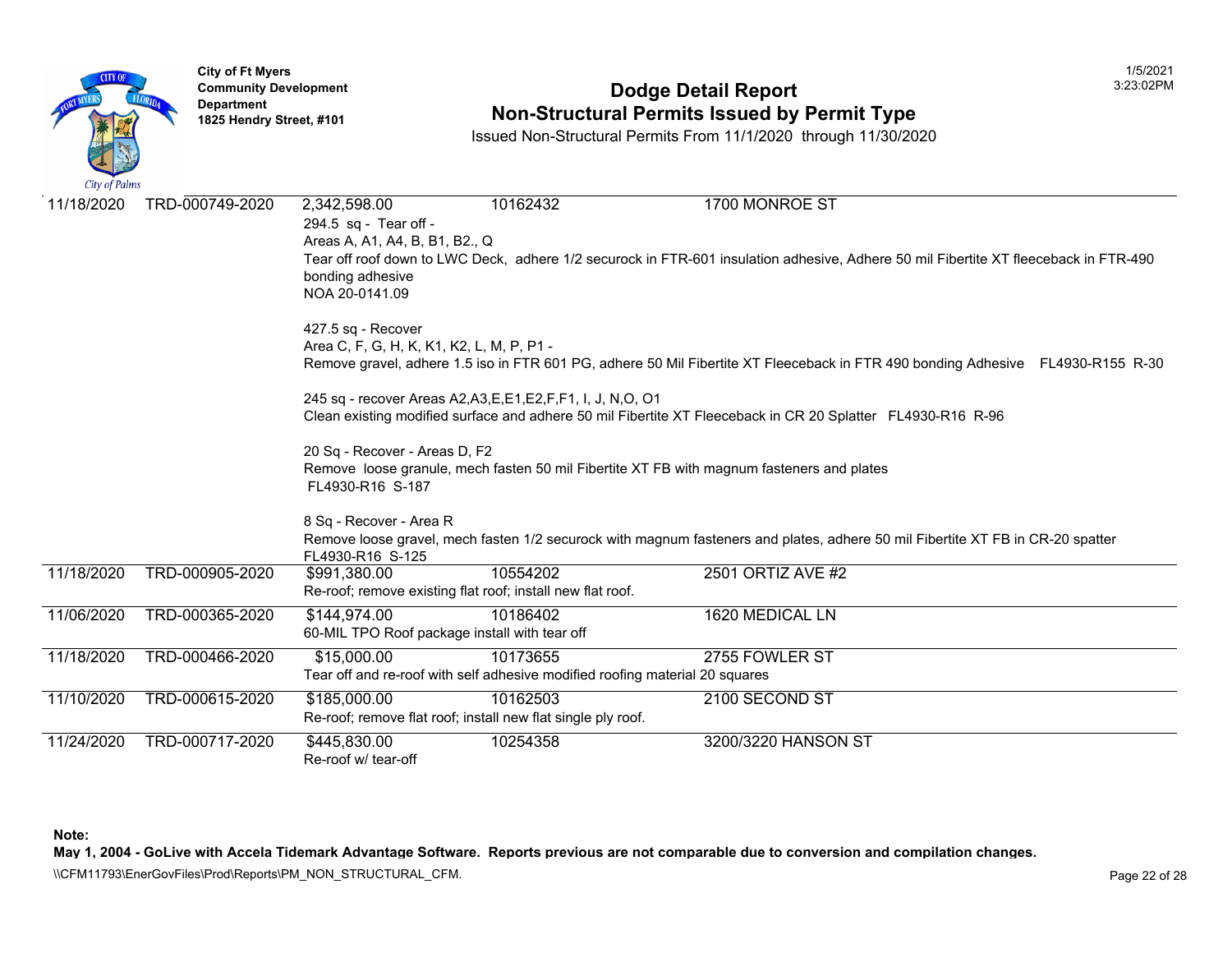City of Ft Myers
Community Development Department
1825 Hendry Street, #101

# Dodge Detail Report
## Non-Structural Permits Issued by Permit Type

Issued Non-Structural Permits From 11/1/2020 through 11/30/2020

1/5/2021
3:23:02PM

| Date | Permit | Value | Parcel | Address |
|---|---|---|---|---|
| 11/18/2020 | TRD-000749-2020 | 2,342,598.00 | 10162432 | 1700 MONROE ST |

294.5 sq - Tear off -
Areas A, A1, A4, B, B1, B2., Q
Tear off roof down to LWC Deck, adhere 1/2 securock in FTR-601 insulation adhesive, Adhere 50 mil Fibertite XT fleeceback in FTR-490 bonding adhesive
NOA 20-0141.09

427.5 sq - Recover
Area C, F, G, H, K, K1, K2, L, M, P, P1 -
Remove gravel, adhere 1.5 iso in FTR 601 PG, adhere 50 Mil Fibertite XT Fleeceback in FTR 490 bonding Adhesive FL4930-R155 R-30

245 sq - recover Areas A2,A3,E,E1,E2,F,F1, I, J, N,O, O1
Clean existing modified surface and adhere 50 mil Fibertite XT Fleeceback in CR 20 Splatter FL4930-R16 R-96

20 Sq - Recover - Areas D, F2
Remove loose granule, mech fasten 50 mil Fibertite XT FB with magnum fasteners and plates
FL4930-R16 S-187

8 Sq - Recover - Area R
Remove loose gravel, mech fasten 1/2 securock with magnum fasteners and plates, adhere 50 mil Fibertite XT FB in CR-20 spatter
FL4930-R16 S-125

| Date | Permit | Value | Parcel | Address |
|---|---|---|---|---|
| 11/18/2020 | TRD-000905-2020 | $991,380.00 | 10554202 | 2501 ORTIZ AVE #2 |

Re-roof; remove existing flat roof; install new flat roof.

| Date | Permit | Value | Parcel | Address |
|---|---|---|---|---|
| 11/06/2020 | TRD-000365-2020 | $144,974.00 | 10186402 | 1620 MEDICAL LN |

60-MIL TPO Roof package install with tear off

| Date | Permit | Value | Parcel | Address |
|---|---|---|---|---|
| 11/18/2020 | TRD-000466-2020 | $15,000.00 | 10173655 | 2755 FOWLER ST |

Tear off and re-roof with self adhesive modified roofing material 20 squares

| Date | Permit | Value | Parcel | Address |
|---|---|---|---|---|
| 11/10/2020 | TRD-000615-2020 | $185,000.00 | 10162503 | 2100 SECOND ST |

Re-roof; remove flat roof; install new flat single ply roof.

| Date | Permit | Value | Parcel | Address |
|---|---|---|---|---|
| 11/24/2020 | TRD-000717-2020 | $445,830.00 | 10254358 | 3200/3220 HANSON ST |

Re-roof w/ tear-off

**Note:**
**May 1, 2004 - GoLive with Accela Tidemark Advantage Software. Reports previous are not comparable due to conversion and compilation changes.**

\\CFM11793\EnerGovFiles\Prod\Reports\PM_NON_STRUCTURAL_CFM.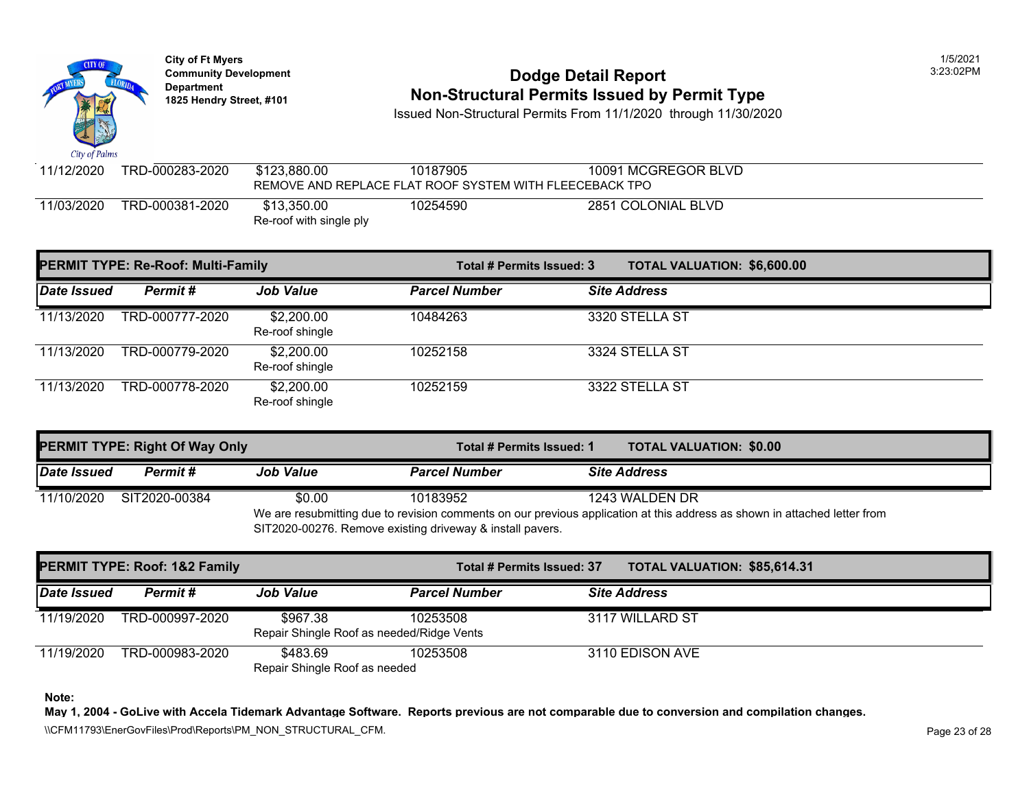City of Ft Myers
Community Development Department
1825 Hendry Street, #101

# Dodge Detail Report
## Non-Structural Permits Issued by Permit Type

Issued Non-Structural Permits From 11/1/2020 through 11/30/2020

| Date Issued | Permit # | Job Value | Parcel Number | Site Address |
|---|---|---|---|---|
| 11/12/2020 | TRD-000283-2020 | $123,880.00<br>REMOVE AND REPLACE FLAT ROOF SYSTEM WITH FLEECEBACK TPO | 10187905 | 10091 MCGREGOR BLVD |
| 11/03/2020 | TRD-000381-2020 | $13,350.00<br>Re-roof with single ply | 10254590 | 2851 COLONIAL BLVD |

**PERMIT TYPE: Re-Roof: Multi-Family** — Total # Permits Issued: 3 — TOTAL VALUATION: $6,600.00

| Date Issued | Permit # | Job Value | Parcel Number | Site Address |
|---|---|---|---|---|
| 11/13/2020 | TRD-000777-2020 | $2,200.00<br>Re-roof shingle | 10484263 | 3320 STELLA ST |
| 11/13/2020 | TRD-000779-2020 | $2,200.00<br>Re-roof shingle | 10252158 | 3324 STELLA ST |
| 11/13/2020 | TRD-000778-2020 | $2,200.00<br>Re-roof shingle | 10252159 | 3322 STELLA ST |

**PERMIT TYPE: Right Of Way Only** — Total # Permits Issued: 1 — TOTAL VALUATION: $0.00

| Date Issued | Permit # | Job Value | Parcel Number | Site Address |
|---|---|---|---|---|
| 11/10/2020 | SIT2020-00384 | $0.00<br>We are resubmitting due to revision comments on our previous application at this address as shown in attached letter from SIT2020-00276. Remove existing driveway & install pavers. | 10183952 | 1243 WALDEN DR |

**PERMIT TYPE: Roof: 1&2 Family** — Total # Permits Issued: 37 — TOTAL VALUATION: $85,614.31

| Date Issued | Permit # | Job Value | Parcel Number | Site Address |
|---|---|---|---|---|
| 11/19/2020 | TRD-000997-2020 | $967.38<br>Repair Shingle Roof as needed/Ridge Vents | 10253508 | 3117 WILLARD ST |
| 11/19/2020 | TRD-000983-2020 | $483.69<br>Repair Shingle Roof as needed | 10253508 | 3110 EDISON AVE |

**Note:**
**May 1, 2004 - GoLive with Accela Tidemark Advantage Software. Reports previous are not comparable due to conversion and compilation changes.**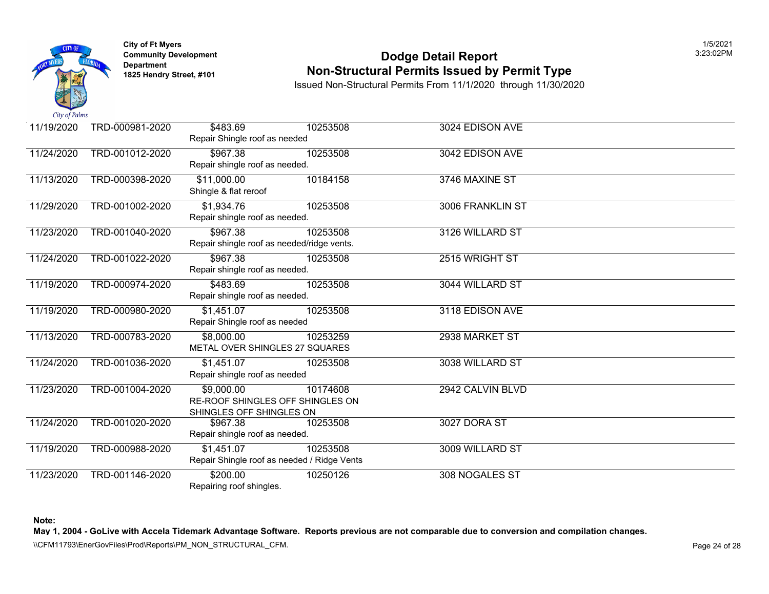City of Ft Myers
Community Development Department
1825 Hendry Street, #101

# Dodge Detail Report
## Non-Structural Permits Issued by Permit Type

Issued Non-Structural Permits From 11/1/2020 through 11/30/2020

| Date | Permit Number | Valuation / Description | Parcel | Address |
|---|---|---|---|---|
| 11/19/2020 | TRD-000981-2020 | $483.69<br>Repair Shingle roof as needed | 10253508 | 3024 EDISON AVE |
| 11/24/2020 | TRD-001012-2020 | $967.38<br>Repair shingle roof as needed. | 10253508 | 3042 EDISON AVE |
| 11/13/2020 | TRD-000398-2020 | $11,000.00<br>Shingle & flat reroof | 10184158 | 3746 MAXINE ST |
| 11/29/2020 | TRD-001002-2020 | $1,934.76<br>Repair shingle roof as needed. | 10253508 | 3006 FRANKLIN ST |
| 11/23/2020 | TRD-001040-2020 | $967.38<br>Repair shingle roof as needed/ridge vents. | 10253508 | 3126 WILLARD ST |
| 11/24/2020 | TRD-001022-2020 | $967.38<br>Repair shingle roof as needed. | 10253508 | 2515 WRIGHT ST |
| 11/19/2020 | TRD-000974-2020 | $483.69<br>Repair shingle roof as needed. | 10253508 | 3044 WILLARD ST |
| 11/19/2020 | TRD-000980-2020 | $1,451.07<br>Repair Shingle roof as needed | 10253508 | 3118 EDISON AVE |
| 11/13/2020 | TRD-000783-2020 | $8,000.00<br>METAL OVER SHINGLES 27 SQUARES | 10253259 | 2938 MARKET ST |
| 11/24/2020 | TRD-001036-2020 | $1,451.07<br>Repair shingle roof as needed | 10253508 | 3038 WILLARD ST |
| 11/23/2020 | TRD-001004-2020 | $9,000.00<br>RE-ROOF SHINGLES OFF SHINGLES ON<br>SHINGLES OFF SHINGLES ON | 10174608 | 2942 CALVIN BLVD |
| 11/24/2020 | TRD-001020-2020 | $967.38<br>Repair shingle roof as needed. | 10253508 | 3027 DORA ST |
| 11/19/2020 | TRD-000988-2020 | $1,451.07<br>Repair Shingle roof as needed / Ridge Vents | 10253508 | 3009 WILLARD ST |
| 11/23/2020 | TRD-001146-2020 | $200.00<br>Repairing roof shingles. | 10250126 | 308 NOGALES ST |

**Note:**
**May 1, 2004 - GoLive with Accela Tidemark Advantage Software. Reports previous are not comparable due to conversion and compilation changes.**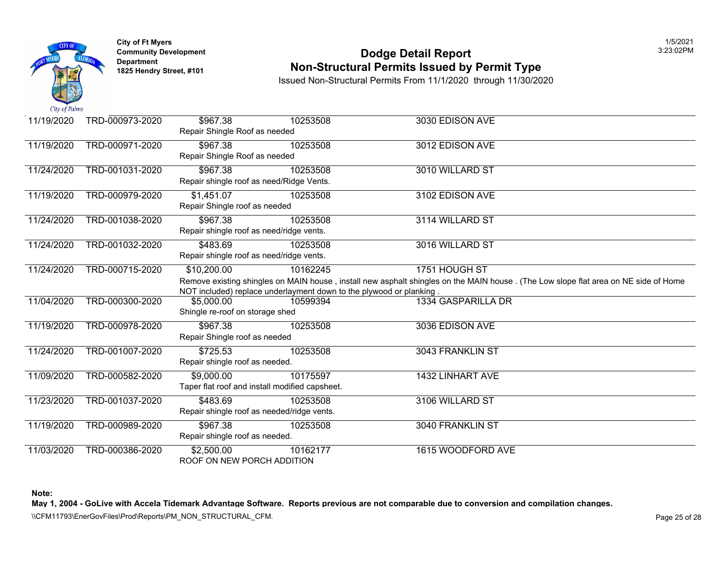City of Ft Myers
Community Development Department
1825 Hendry Street, #101

# Dodge Detail Report
## Non-Structural Permits Issued by Permit Type

Issued Non-Structural Permits From 11/1/2020 through 11/30/2020

| Date | Permit | Value | Parcel | Address |
|---|---|---|---|---|
| 11/19/2020 | TRD-000973-2020 | $967.38 | 10253508 | 3030 EDISON AVE |
| | | Repair Shingle Roof as needed | | |
| 11/19/2020 | TRD-000971-2020 | $967.38 | 10253508 | 3012 EDISON AVE |
| | | Repair Shingle Roof as needed | | |
| 11/24/2020 | TRD-001031-2020 | $967.38 | 10253508 | 3010 WILLARD ST |
| | | Repair shingle roof as need/Ridge Vents. | | |
| 11/19/2020 | TRD-000979-2020 | $1,451.07 | 10253508 | 3102 EDISON AVE |
| | | Repair Shingle roof as needed | | |
| 11/24/2020 | TRD-001038-2020 | $967.38 | 10253508 | 3114 WILLARD ST |
| | | Repair shingle roof as need/ridge vents. | | |
| 11/24/2020 | TRD-001032-2020 | $483.69 | 10253508 | 3016 WILLARD ST |
| | | Repair shingle roof as need/ridge vents. | | |
| 11/24/2020 | TRD-000715-2020 | $10,200.00 | 10162245 | 1751 HOUGH ST |
| | | Remove existing shingles on MAIN house , install new asphalt shingles on the MAIN house . (The Low slope flat area on NE side of Home NOT included) replace underlayment down to the plywood or planking . | | |
| 11/04/2020 | TRD-000300-2020 | $5,000.00 | 10599394 | 1334 GASPARILLA DR |
| | | Shingle re-roof on storage shed | | |
| 11/19/2020 | TRD-000978-2020 | $967.38 | 10253508 | 3036 EDISON AVE |
| | | Repair Shingle roof as needed | | |
| 11/24/2020 | TRD-001007-2020 | $725.53 | 10253508 | 3043 FRANKLIN ST |
| | | Repair shingle roof as needed. | | |
| 11/09/2020 | TRD-000582-2020 | $9,000.00 | 10175597 | 1432 LINHART AVE |
| | | Taper flat roof and install modified capsheet. | | |
| 11/23/2020 | TRD-001037-2020 | $483.69 | 10253508 | 3106 WILLARD ST |
| | | Repair shingle roof as needed/ridge vents. | | |
| 11/19/2020 | TRD-000989-2020 | $967.38 | 10253508 | 3040 FRANKLIN ST |
| | | Repair shingle roof as needed. | | |
| 11/03/2020 | TRD-000386-2020 | $2,500.00 | 10162177 | 1615 WOODFORD AVE |
| | | ROOF ON NEW PORCH ADDITION | | |

**Note:**
**May 1, 2004 - GoLive with Accela Tidemark Advantage Software. Reports previous are not comparable due to conversion and compilation changes.**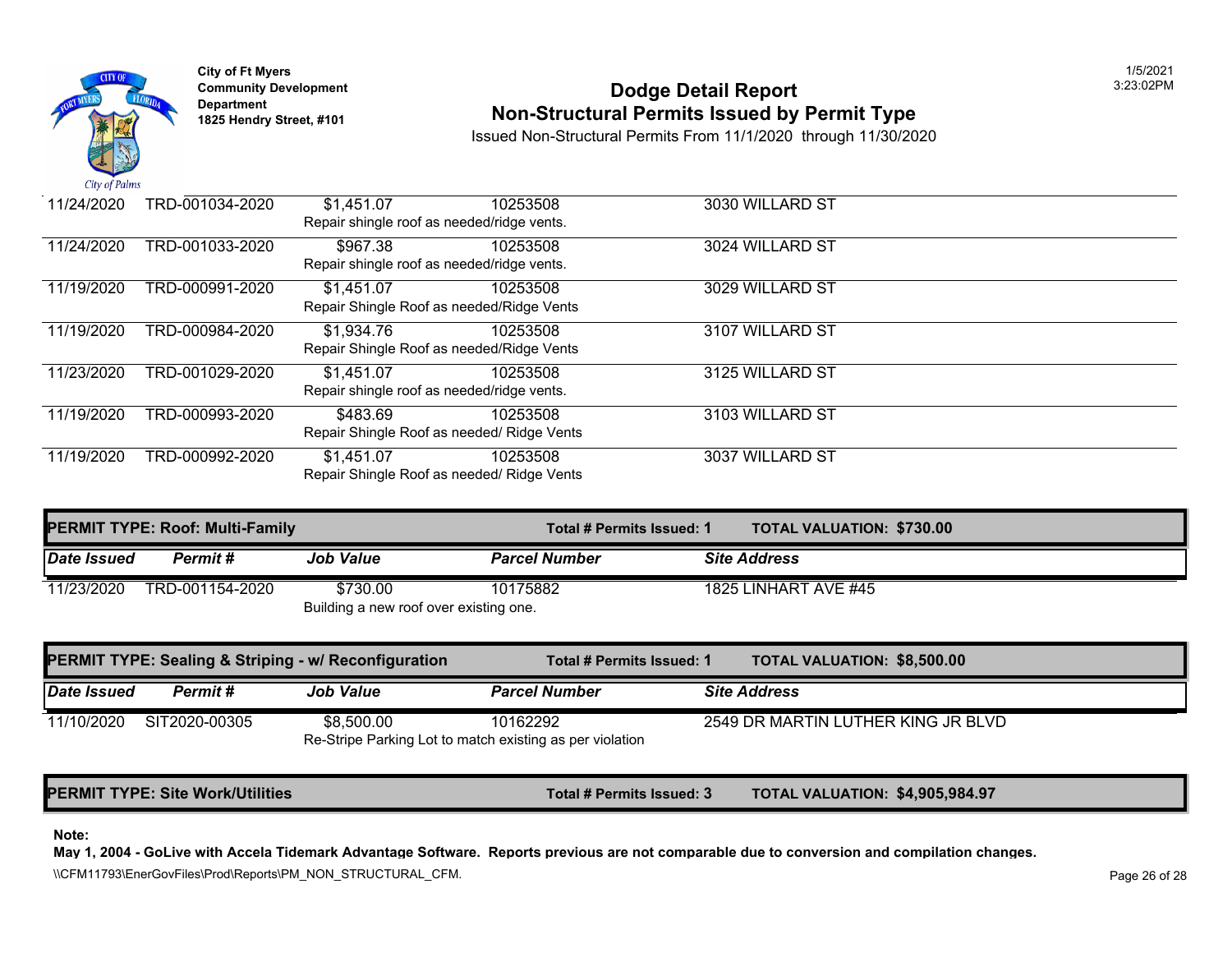City of Ft Myers
Community Development Department
1825 Hendry Street, #101

# Dodge Detail Report
## Non-Structural Permits Issued by Permit Type

Issued Non-Structural Permits From 11/1/2020 through 11/30/2020

| Date Issued | Permit # | Job Value | Parcel Number | Site Address |
|---|---|---|---|---|
| 11/24/2020 | TRD-001034-2020 | $1,451.07 | 10253508 | 3030 WILLARD ST |
| | | Repair shingle roof as needed/ridge vents. | | |
| 11/24/2020 | TRD-001033-2020 | $967.38 | 10253508 | 3024 WILLARD ST |
| | | Repair shingle roof as needed/ridge vents. | | |
| 11/19/2020 | TRD-000991-2020 | $1,451.07 | 10253508 | 3029 WILLARD ST |
| | | Repair Shingle Roof as needed/Ridge Vents | | |
| 11/19/2020 | TRD-000984-2020 | $1,934.76 | 10253508 | 3107 WILLARD ST |
| | | Repair Shingle Roof as needed/Ridge Vents | | |
| 11/23/2020 | TRD-001029-2020 | $1,451.07 | 10253508 | 3125 WILLARD ST |
| | | Repair shingle roof as needed/ridge vents. | | |
| 11/19/2020 | TRD-000993-2020 | $483.69 | 10253508 | 3103 WILLARD ST |
| | | Repair Shingle Roof as needed/ Ridge Vents | | |
| 11/19/2020 | TRD-000992-2020 | $1,451.07 | 10253508 | 3037 WILLARD ST |
| | | Repair Shingle Roof as needed/ Ridge Vents | | |

**PERMIT TYPE: Roof: Multi-Family** — **Total # Permits Issued: 1** — **TOTAL VALUATION: $730.00**

| Date Issued | Permit # | Job Value | Parcel Number | Site Address |
|---|---|---|---|---|
| 11/23/2020 | TRD-001154-2020 | $730.00 | 10175882 | 1825 LINHART AVE #45 |
| | | Building a new roof over existing one. | | |

**PERMIT TYPE: Sealing & Striping - w/ Reconfiguration** — **Total # Permits Issued: 1** — **TOTAL VALUATION: $8,500.00**

| Date Issued | Permit # | Job Value | Parcel Number | Site Address |
|---|---|---|---|---|
| 11/10/2020 | SIT2020-00305 | $8,500.00 | 10162292 | 2549 DR MARTIN LUTHER KING JR BLVD |
| | | Re-Stripe Parking Lot to match existing as per violation | | |

**PERMIT TYPE: Site Work/Utilities** — **Total # Permits Issued: 3** — **TOTAL VALUATION: $4,905,984.97**

**Note:**
**May 1, 2004 - GoLive with Accela Tidemark Advantage Software. Reports previous are not comparable due to conversion and compilation changes.**

\\CFM11793\EnerGovFiles\Prod\Reports\PM_NON_STRUCTURAL_CFM.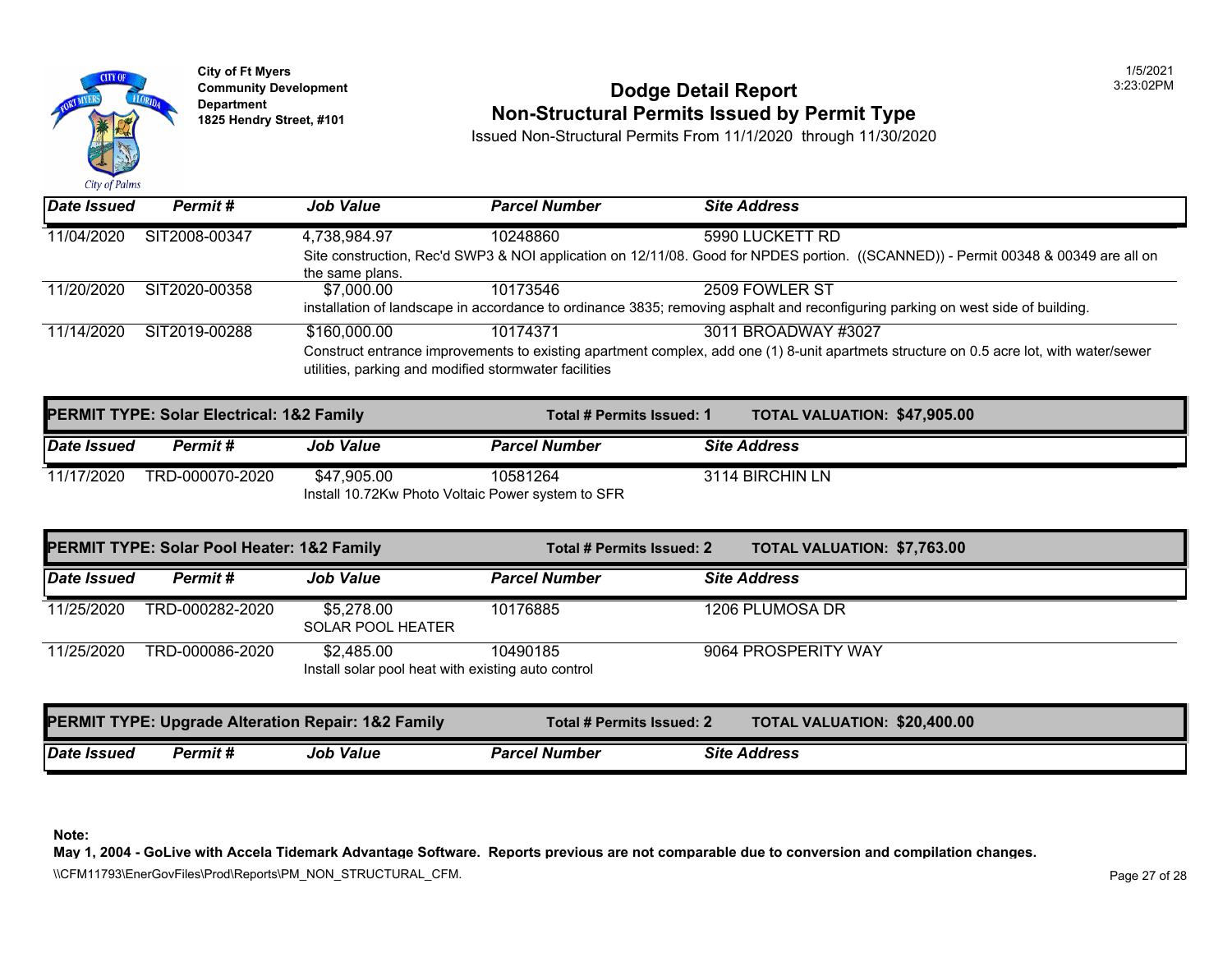City of Ft Myers
Community Development Department
1825 Hendry Street, #101

# Dodge Detail Report
## Non-Structural Permits Issued by Permit Type

Issued Non-Structural Permits From 11/1/2020 through 11/30/2020

| Date Issued | Permit # | Job Value | Parcel Number | Site Address |
|---|---|---|---|---|
| 11/04/2020 | SIT2008-00347 | 4,738,984.97 | 10248860 | 5990 LUCKETT RD |
| | | Site construction, Rec'd SWP3 & NOI application on 12/11/08. Good for NPDES portion. ((SCANNED)) - Permit 00348 & 00349 are all on the same plans. | | |
| 11/20/2020 | SIT2020-00358 | $7,000.00 | 10173546 | 2509 FOWLER ST |
| | | installation of landscape in accordance to ordinance 3835; removing asphalt and reconfiguring parking on west side of building. | | |
| 11/14/2020 | SIT2019-00288 | $160,000.00 | 10174371 | 3011 BROADWAY #3027 |
| | | Construct entrance improvements to existing apartment complex, add one (1) 8-unit apartmets structure on 0.5 acre lot, with water/sewer utilities, parking and modified stormwater facilities | | |

**PERMIT TYPE: Solar Electrical: 1&2 Family** — **Total # Permits Issued: 1** — **TOTAL VALUATION: $47,905.00**

| Date Issued | Permit # | Job Value | Parcel Number | Site Address |
|---|---|---|---|---|
| 11/17/2020 | TRD-000070-2020 | $47,905.00 | 10581264 | 3114 BIRCHIN LN |
| | | Install 10.72Kw Photo Voltaic Power system to SFR | | |

**PERMIT TYPE: Solar Pool Heater: 1&2 Family** — **Total # Permits Issued: 2** — **TOTAL VALUATION: $7,763.00**

| Date Issued | Permit # | Job Value | Parcel Number | Site Address |
|---|---|---|---|---|
| 11/25/2020 | TRD-000282-2020 | $5,278.00 | 10176885 | 1206 PLUMOSA DR |
| | | SOLAR POOL HEATER | | |
| 11/25/2020 | TRD-000086-2020 | $2,485.00 | 10490185 | 9064 PROSPERITY WAY |
| | | Install solar pool heat with existing auto control | | |

**PERMIT TYPE: Upgrade Alteration Repair: 1&2 Family** — **Total # Permits Issued: 2** — **TOTAL VALUATION: $20,400.00**

| Date Issued | Permit # | Job Value | Parcel Number | Site Address |
|---|---|---|---|---|

**Note:**
**May 1, 2004 - GoLive with Accela Tidemark Advantage Software. Reports previous are not comparable due to conversion and compilation changes.**

\\CFM11793\EnerGovFiles\Prod\Reports\PM_NON_STRUCTURAL_CFM.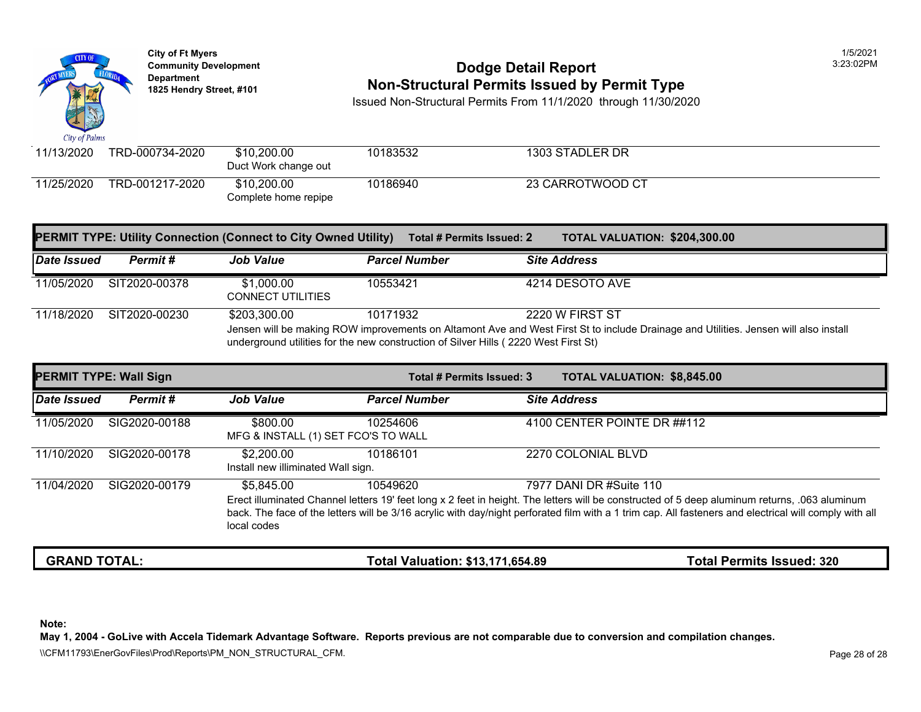City of Ft Myers
Community Development Department
1825 Hendry Street, #101

# Dodge Detail Report
## Non-Structural Permits Issued by Permit Type

Issued Non-Structural Permits From 11/1/2020 through 11/30/2020

| Date Issued | Permit # | Job Value | Parcel Number | Site Address |
|---|---|---|---|---|
| 11/13/2020 | TRD-000734-2020 | $10,200.00<br>Duct Work change out | 10183532 | 1303 STADLER DR |
| 11/25/2020 | TRD-001217-2020 | $10,200.00<br>Complete home repipe | 10186940 | 23 CARROTWOOD CT |

**PERMIT TYPE: Utility Connection (Connect to City Owned Utility)** — **Total # Permits Issued: 2** — **TOTAL VALUATION: $204,300.00**

| Date Issued | Permit # | Job Value | Parcel Number | Site Address |
|---|---|---|---|---|
| 11/05/2020 | SIT2020-00378 | $1,000.00<br>CONNECT UTILITIES | 10553421 | 4214 DESOTO AVE |
| 11/18/2020 | SIT2020-00230 | $203,300.00<br>Jensen will be making ROW improvements on Altamont Ave and West First St to include Drainage and Utilities. Jensen will also install underground utilities for the new construction of Silver Hills ( 2220 West First St) | 10171932 | 2220 W FIRST ST |

**PERMIT TYPE: Wall Sign** — **Total # Permits Issued: 3** — **TOTAL VALUATION: $8,845.00**

| Date Issued | Permit # | Job Value | Parcel Number | Site Address |
|---|---|---|---|---|
| 11/05/2020 | SIG2020-00188 | $800.00<br>MFG & INSTALL (1) SET FCO'S TO WALL | 10254606 | 4100 CENTER POINTE DR ##112 |
| 11/10/2020 | SIG2020-00178 | $2,200.00<br>Install new illiminated Wall sign. | 10186101 | 2270 COLONIAL BLVD |
| 11/04/2020 | SIG2020-00179 | $5,845.00<br>Erect illuminated Channel letters 19' feet long x 2 feet in height. The letters will be constructed of 5 deep aluminum returns, .063 aluminum back. The face of the letters will be 3/16 acrylic with day/night perforated film with a 1 trim cap. All fasteners and electrical will comply with all local codes | 10549620 | 7977 DANI DR #Suite 110 |

**GRAND TOTAL:** **Total Valuation: $13,171,654.89** **Total Permits Issued: 320**

**Note:**
**May 1, 2004 - GoLive with Accela Tidemark Advantage Software. Reports previous are not comparable due to conversion and compilation changes.**

\\CFM11793\EnerGovFiles\Prod\Reports\PM_NON_STRUCTURAL_CFM.